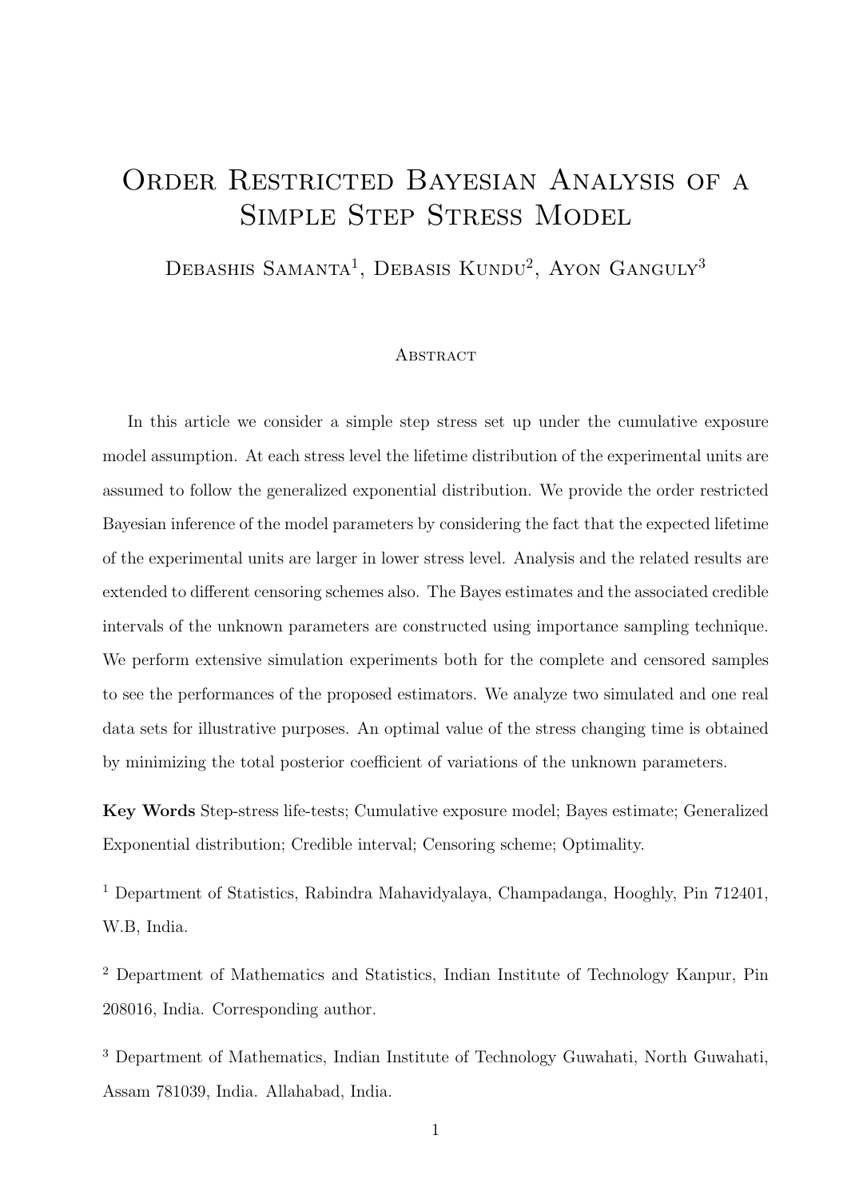# Order Restricted Bayesian Analysis of a Simple Step Stress Model

Debashis Samanta[1], Debasis Kundu[2], Ayon Ganguly[3]

## Abstract

In this article we consider a simple step stress set up under the cumulative exposure model assumption. At each stress level the lifetime distribution of the experimental units are assumed to follow the generalized exponential distribution. We provide the order restricted Bayesian inference of the model parameters by considering the fact that the expected lifetime of the experimental units are larger in lower stress level. Analysis and the related results are extended to different censoring schemes also. The Bayes estimates and the associated credible intervals of the unknown parameters are constructed using importance sampling technique. We perform extensive simulation experiments both for the complete and censored samples to see the performances of the proposed estimators. We analyze two simulated and one real data sets for illustrative purposes. An optimal value of the stress changing time is obtained by minimizing the total posterior coefficient of variations of the unknown parameters.

**Key Words** Step-stress life-tests; Cumulative exposure model; Bayes estimate; Generalized Exponential distribution; Credible interval; Censoring scheme; Optimality.

[1] Department of Statistics, Rabindra Mahavidyalaya, Champadanga, Hooghly, Pin 712401, W.B, India.

[2] Department of Mathematics and Statistics, Indian Institute of Technology Kanpur, Pin 208016, India. Corresponding author.

[3] Department of Mathematics, Indian Institute of Technology Guwahati, North Guwahati, Assam 781039, India. Allahabad, India.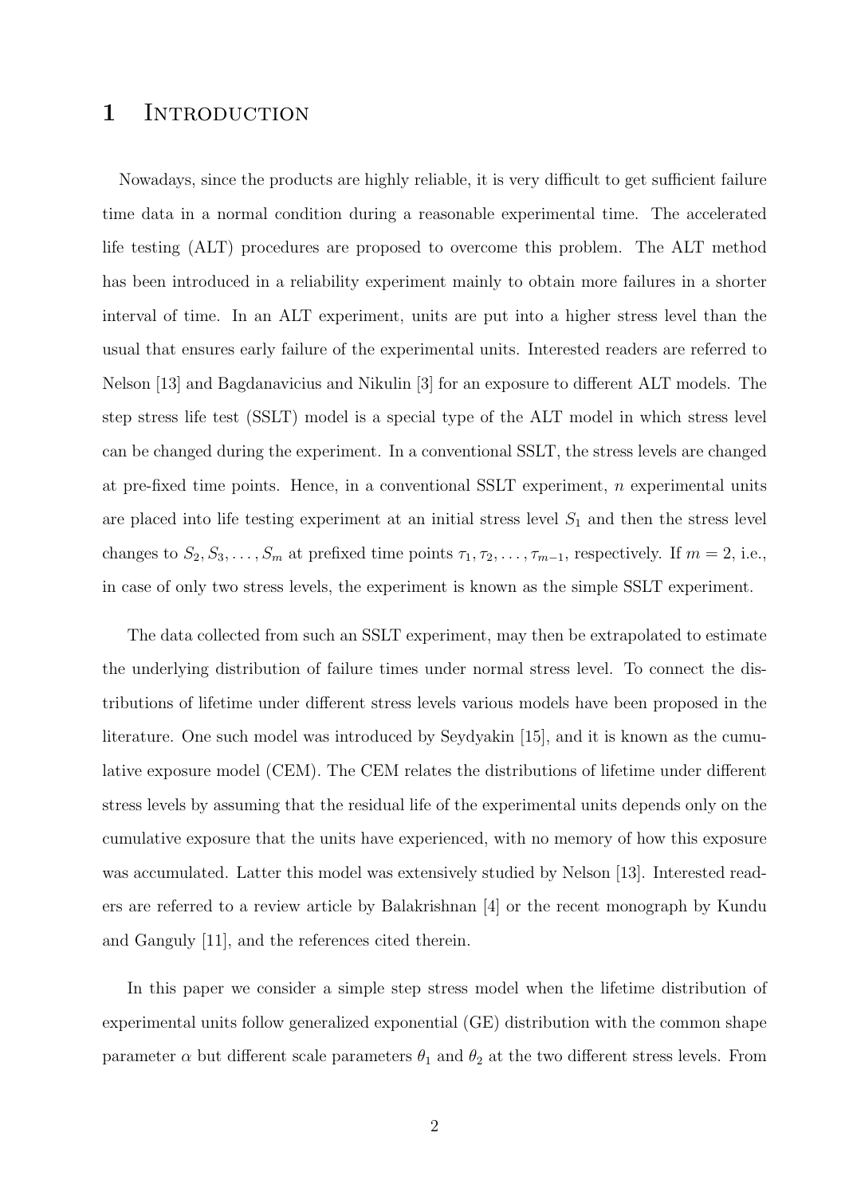# 1 Introduction

Nowadays, since the products are highly reliable, it is very difficult to get sufficient failure time data in a normal condition during a reasonable experimental time. The accelerated life testing (ALT) procedures are proposed to overcome this problem. The ALT method has been introduced in a reliability experiment mainly to obtain more failures in a shorter interval of time. In an ALT experiment, units are put into a higher stress level than the usual that ensures early failure of the experimental units. Interested readers are referred to Nelson [13] and Bagdanavicius and Nikulin [3] for an exposure to different ALT models. The step stress life test (SSLT) model is a special type of the ALT model in which stress level can be changed during the experiment. In a conventional SSLT, the stress levels are changed at pre-fixed time points. Hence, in a conventional SSLT experiment, $n$ experimental units are placed into life testing experiment at an initial stress level $S_1$ and then the stress level changes to $S_2, S_3, \ldots, S_m$ at prefixed time points $\tau_1, \tau_2, \ldots, \tau_{m-1}$, respectively. If $m = 2$, i.e., in case of only two stress levels, the experiment is known as the simple SSLT experiment.

The data collected from such an SSLT experiment, may then be extrapolated to estimate the underlying distribution of failure times under normal stress level. To connect the distributions of lifetime under different stress levels various models have been proposed in the literature. One such model was introduced by Seydyakin [15], and it is known as the cumulative exposure model (CEM). The CEM relates the distributions of lifetime under different stress levels by assuming that the residual life of the experimental units depends only on the cumulative exposure that the units have experienced, with no memory of how this exposure was accumulated. Latter this model was extensively studied by Nelson [13]. Interested readers are referred to a review article by Balakrishnan [4] or the recent monograph by Kundu and Ganguly [11], and the references cited therein.

In this paper we consider a simple step stress model when the lifetime distribution of experimental units follow generalized exponential (GE) distribution with the common shape parameter $\alpha$ but different scale parameters $\theta_1$ and $\theta_2$ at the two different stress levels. From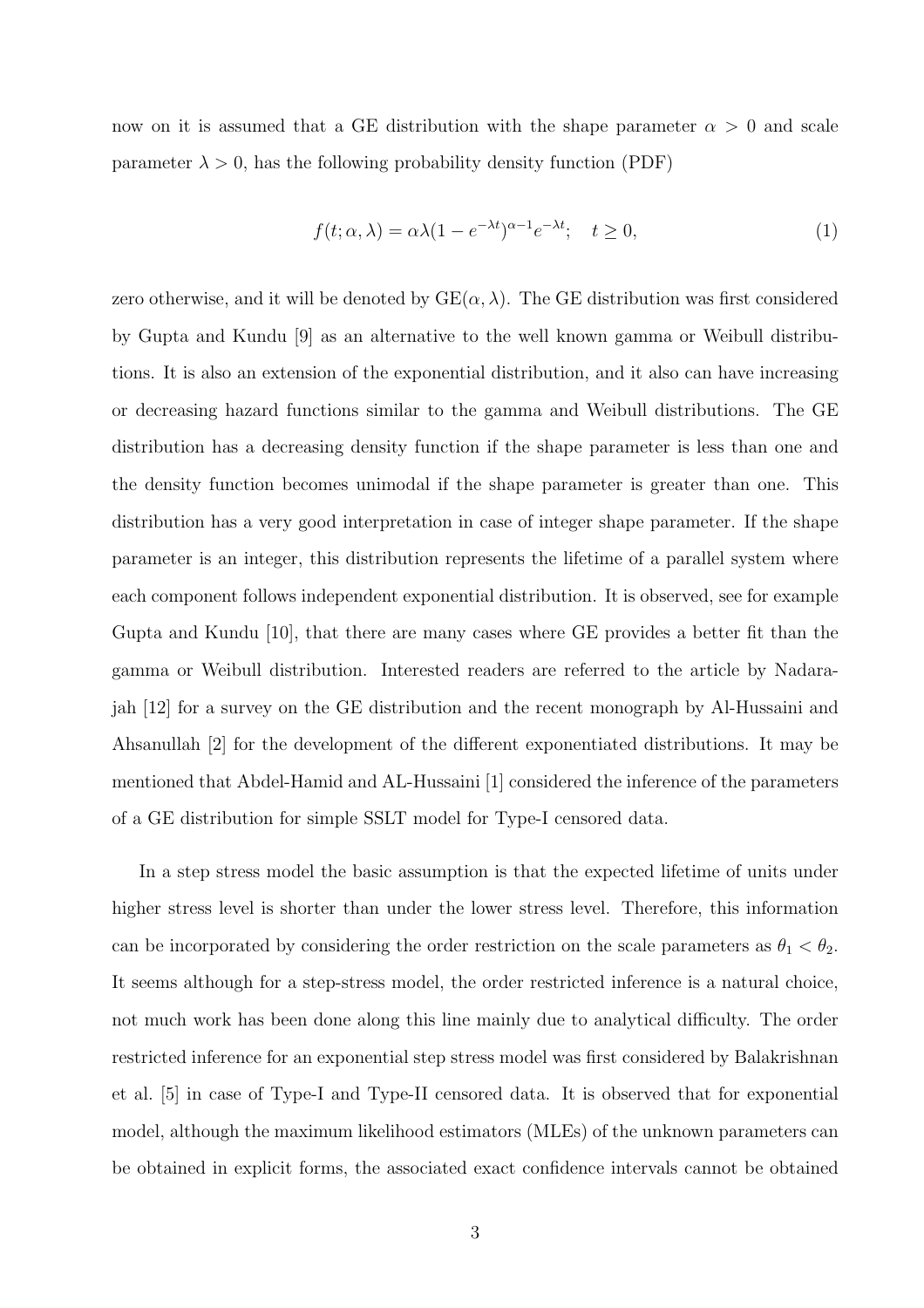now on it is assumed that a GE distribution with the shape parameter $\alpha > 0$ and scale parameter $\lambda > 0$, has the following probability density function (PDF)

$$f(t; \alpha, \lambda) = \alpha\lambda(1 - e^{-\lambda t})^{\alpha-1}e^{-\lambda t}; \quad t \geq 0, \tag{1}$$

zero otherwise, and it will be denoted by $\text{GE}(\alpha, \lambda)$. The GE distribution was first considered by Gupta and Kundu [9] as an alternative to the well known gamma or Weibull distributions. It is also an extension of the exponential distribution, and it also can have increasing or decreasing hazard functions similar to the gamma and Weibull distributions. The GE distribution has a decreasing density function if the shape parameter is less than one and the density function becomes unimodal if the shape parameter is greater than one. This distribution has a very good interpretation in case of integer shape parameter. If the shape parameter is an integer, this distribution represents the lifetime of a parallel system where each component follows independent exponential distribution. It is observed, see for example Gupta and Kundu [10], that there are many cases where GE provides a better fit than the gamma or Weibull distribution. Interested readers are referred to the article by Nadarajah [12] for a survey on the GE distribution and the recent monograph by Al-Hussaini and Ahsanullah [2] for the development of the different exponentiated distributions. It may be mentioned that Abdel-Hamid and AL-Hussaini [1] considered the inference of the parameters of a GE distribution for simple SSLT model for Type-I censored data.

In a step stress model the basic assumption is that the expected lifetime of units under higher stress level is shorter than under the lower stress level. Therefore, this information can be incorporated by considering the order restriction on the scale parameters as $\theta_1 < \theta_2$. It seems although for a step-stress model, the order restricted inference is a natural choice, not much work has been done along this line mainly due to analytical difficulty. The order restricted inference for an exponential step stress model was first considered by Balakrishnan et al. [5] in case of Type-I and Type-II censored data. It is observed that for exponential model, although the maximum likelihood estimators (MLEs) of the unknown parameters can be obtained in explicit forms, the associated exact confidence intervals cannot be obtained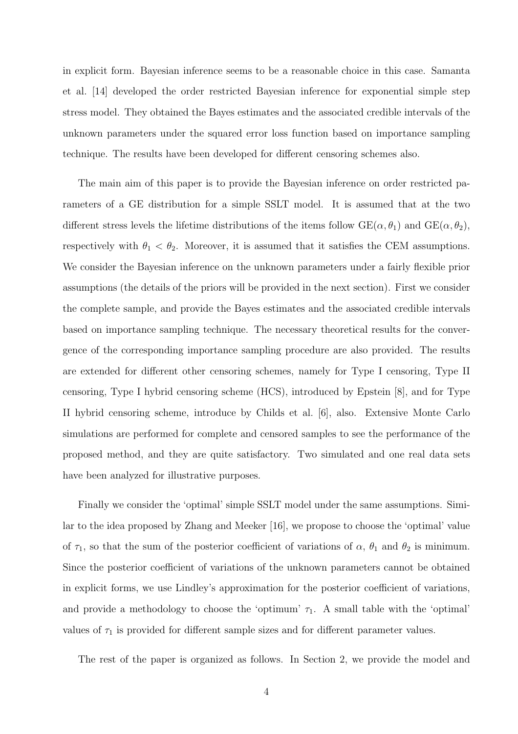in explicit form. Bayesian inference seems to be a reasonable choice in this case. Samanta et al. [14] developed the order restricted Bayesian inference for exponential simple step stress model. They obtained the Bayes estimates and the associated credible intervals of the unknown parameters under the squared error loss function based on importance sampling technique. The results have been developed for different censoring schemes also.

The main aim of this paper is to provide the Bayesian inference on order restricted parameters of a GE distribution for a simple SSLT model. It is assumed that at the two different stress levels the lifetime distributions of the items follow $\text{GE}(\alpha, \theta_1)$ and $\text{GE}(\alpha, \theta_2)$, respectively with $\theta_1 < \theta_2$. Moreover, it is assumed that it satisfies the CEM assumptions. We consider the Bayesian inference on the unknown parameters under a fairly flexible prior assumptions (the details of the priors will be provided in the next section). First we consider the complete sample, and provide the Bayes estimates and the associated credible intervals based on importance sampling technique. The necessary theoretical results for the convergence of the corresponding importance sampling procedure are also provided. The results are extended for different other censoring schemes, namely for Type I censoring, Type II censoring, Type I hybrid censoring scheme (HCS), introduced by Epstein [8], and for Type II hybrid censoring scheme, introduce by Childs et al. [6], also. Extensive Monte Carlo simulations are performed for complete and censored samples to see the performance of the proposed method, and they are quite satisfactory. Two simulated and one real data sets have been analyzed for illustrative purposes.

Finally we consider the 'optimal' simple SSLT model under the same assumptions. Similar to the idea proposed by Zhang and Meeker [16], we propose to choose the 'optimal' value of $\tau_1$, so that the sum of the posterior coefficient of variations of $\alpha$, $\theta_1$ and $\theta_2$ is minimum. Since the posterior coefficient of variations of the unknown parameters cannot be obtained in explicit forms, we use Lindley's approximation for the posterior coefficient of variations, and provide a methodology to choose the 'optimum' $\tau_1$. A small table with the 'optimal' values of $\tau_1$ is provided for different sample sizes and for different parameter values.

The rest of the paper is organized as follows. In Section 2, we provide the model and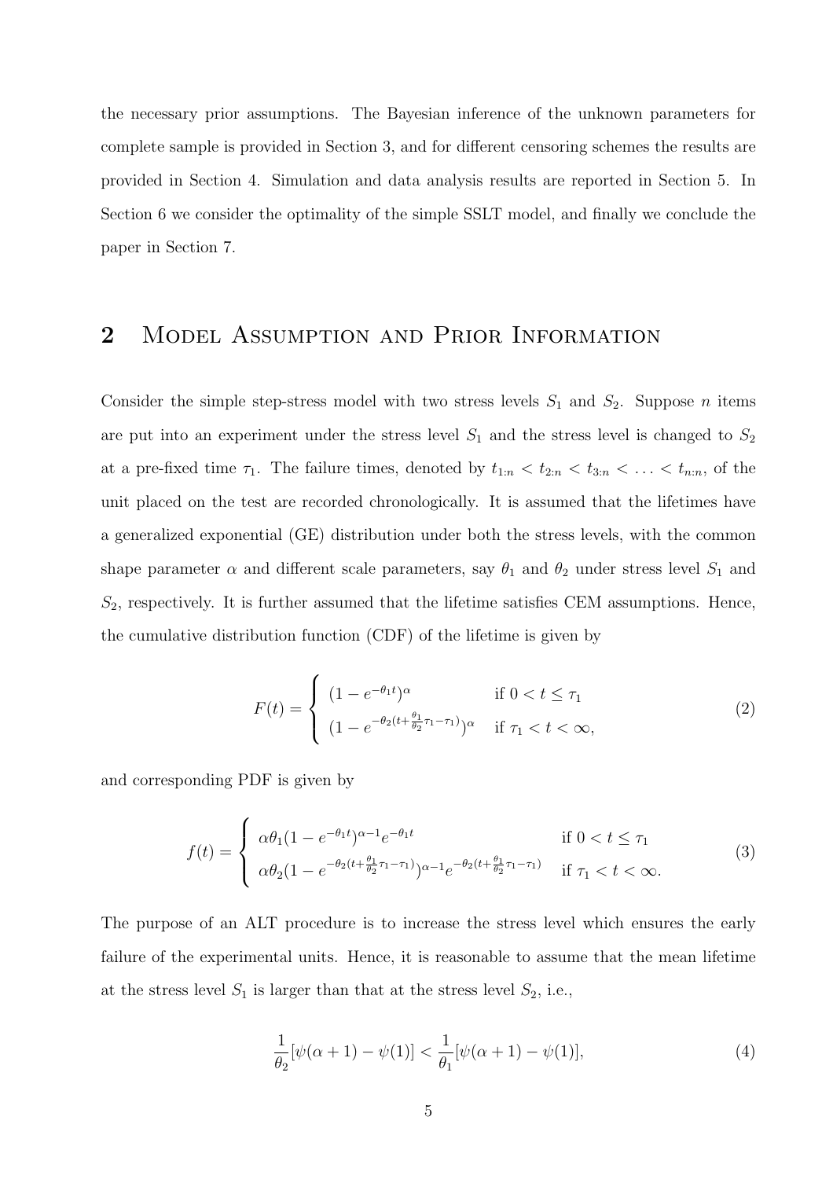the necessary prior assumptions. The Bayesian inference of the unknown parameters for complete sample is provided in Section 3, and for different censoring schemes the results are provided in Section 4. Simulation and data analysis results are reported in Section 5. In Section 6 we consider the optimality of the simple SSLT model, and finally we conclude the paper in Section 7.

## 2 Model Assumption and Prior Information

Consider the simple step-stress model with two stress levels $S_1$ and $S_2$. Suppose $n$ items are put into an experiment under the stress level $S_1$ and the stress level is changed to $S_2$ at a pre-fixed time $\tau_1$. The failure times, denoted by $t_{1:n} < t_{2:n} < t_{3:n} < \ldots < t_{n:n}$, of the unit placed on the test are recorded chronologically. It is assumed that the lifetimes have a generalized exponential (GE) distribution under both the stress levels, with the common shape parameter $\alpha$ and different scale parameters, say $\theta_1$ and $\theta_2$ under stress level $S_1$ and $S_2$, respectively. It is further assumed that the lifetime satisfies CEM assumptions. Hence, the cumulative distribution function (CDF) of the lifetime is given by

$$F(t) = \begin{cases} (1 - e^{-\theta_1 t})^{\alpha} & \text{if } 0 < t \leq \tau_1 \\ (1 - e^{-\theta_2 (t + \frac{\theta_1}{\theta_2}\tau_1 - \tau_1)})^{\alpha} & \text{if } \tau_1 < t < \infty, \end{cases} \tag{2}$$

and corresponding PDF is given by

$$f(t) = \begin{cases} \alpha\theta_1 (1 - e^{-\theta_1 t})^{\alpha - 1} e^{-\theta_1 t} & \text{if } 0 < t \leq \tau_1 \\ \alpha\theta_2 (1 - e^{-\theta_2 (t + \frac{\theta_1}{\theta_2}\tau_1 - \tau_1)})^{\alpha - 1} e^{-\theta_2 (t + \frac{\theta_1}{\theta_2}\tau_1 - \tau_1)} & \text{if } \tau_1 < t < \infty. \end{cases} \tag{3}$$

The purpose of an ALT procedure is to increase the stress level which ensures the early failure of the experimental units. Hence, it is reasonable to assume that the mean lifetime at the stress level $S_1$ is larger than that at the stress level $S_2$, i.e.,

$$\frac{1}{\theta_2}[\psi(\alpha + 1) - \psi(1)] < \frac{1}{\theta_1}[\psi(\alpha + 1) - \psi(1)], \tag{4}$$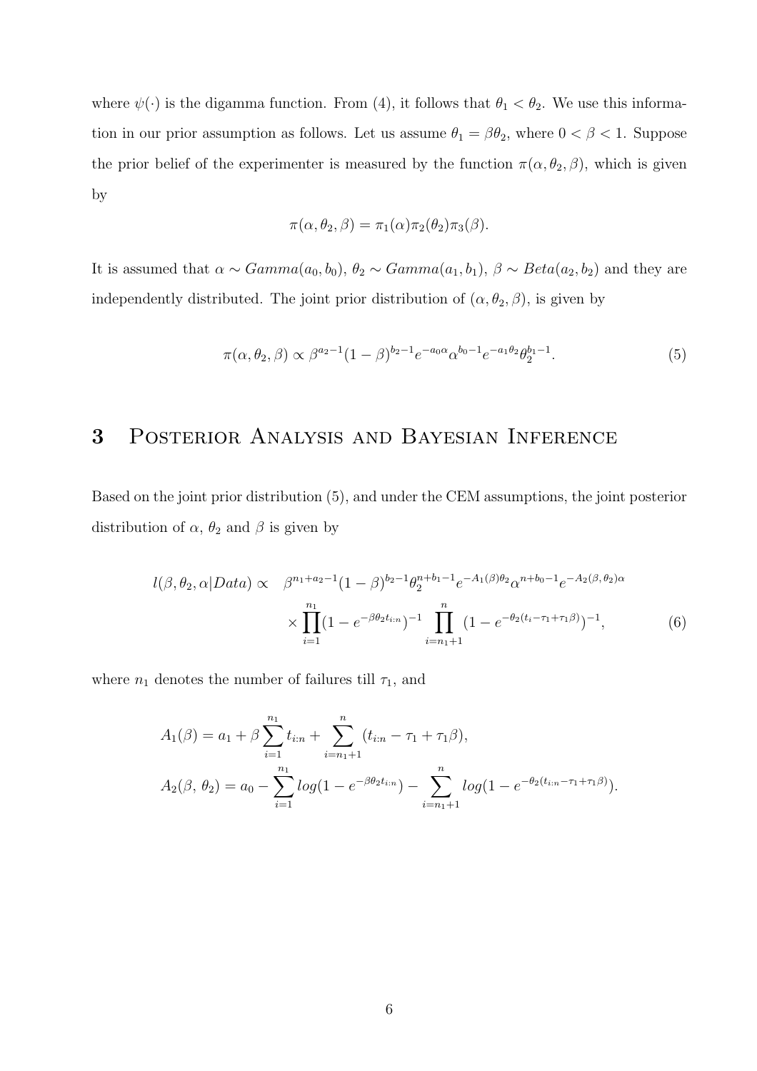where $\psi(\cdot)$ is the digamma function. From (4), it follows that $\theta_1 < \theta_2$. We use this information in our prior assumption as follows. Let us assume $\theta_1 = \beta\theta_2$, where $0 < \beta < 1$. Suppose the prior belief of the experimenter is measured by the function $\pi(\alpha, \theta_2, \beta)$, which is given by

$$\pi(\alpha, \theta_2, \beta) = \pi_1(\alpha)\pi_2(\theta_2)\pi_3(\beta).$$

It is assumed that $\alpha \sim Gamma(a_0, b_0)$, $\theta_2 \sim Gamma(a_1, b_1)$, $\beta \sim Beta(a_2, b_2)$ and they are independently distributed. The joint prior distribution of $(\alpha, \theta_2, \beta)$, is given by

$$\pi(\alpha, \theta_2, \beta) \propto \beta^{a_2-1}(1-\beta)^{b_2-1}e^{-a_0\alpha}\alpha^{b_0-1}e^{-a_1\theta_2}\theta_2^{b_1-1}. \tag{5}$$

## 3 Posterior Analysis and Bayesian Inference

Based on the joint prior distribution (5), and under the CEM assumptions, the joint posterior distribution of $\alpha$, $\theta_2$ and $\beta$ is given by

$$\begin{aligned} l(\beta, \theta_2, \alpha|Data) \propto \quad & \beta^{n_1+a_2-1}(1-\beta)^{b_2-1}\theta_2^{n+b_1-1}e^{-A_1(\beta)\theta_2}\alpha^{n+b_0-1}e^{-A_2(\beta,\,\theta_2)\alpha} \\ & \times \prod_{i=1}^{n_1}(1-e^{-\beta\theta_2 t_{i:n}})^{-1}\prod_{i=n_1+1}^{n}(1-e^{-\theta_2(t_i-\tau_1+\tau_1\beta)})^{-1}, \end{aligned} \tag{6}$$

where $n_1$ denotes the number of failures till $\tau_1$, and

$$\begin{aligned} A_1(\beta) &= a_1 + \beta\sum_{i=1}^{n_1} t_{i:n} + \sum_{i=n_1+1}^{n}(t_{i:n} - \tau_1 + \tau_1\beta), \\ A_2(\beta,\, \theta_2) &= a_0 - \sum_{i=1}^{n_1} log(1-e^{-\beta\theta_2 t_{i:n}}) - \sum_{i=n_1+1}^{n} log(1-e^{-\theta_2(t_{i:n}-\tau_1+\tau_1\beta)}). \end{aligned}$$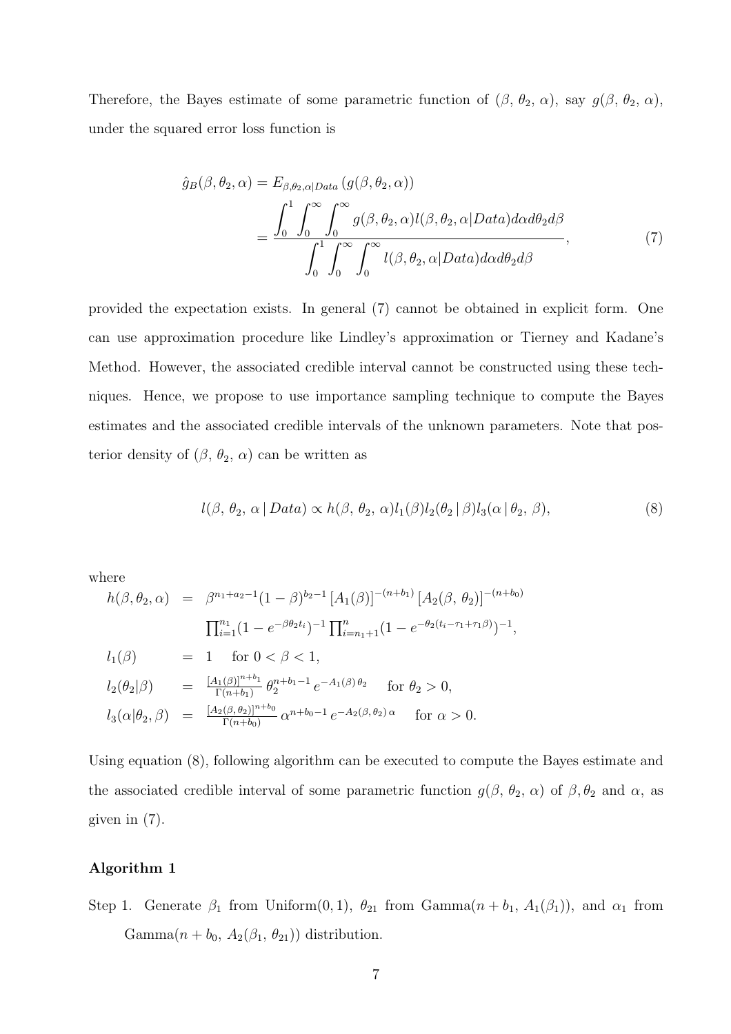Therefore, the Bayes estimate of some parametric function of $(\beta,\, \theta_2,\, \alpha)$, say $g(\beta,\, \theta_2,\, \alpha)$, under the squared error loss function is

$$
\begin{aligned}
\hat{g}_B(\beta, \theta_2, \alpha) &= E_{\beta,\theta_2,\alpha|Data}\left(g(\beta, \theta_2, \alpha)\right) \\
&= \frac{\displaystyle\int_0^1 \int_0^\infty \int_0^\infty g(\beta, \theta_2, \alpha) l(\beta, \theta_2, \alpha | Data) d\alpha d\theta_2 d\beta}{\displaystyle\int_0^1 \int_0^\infty \int_0^\infty l(\beta, \theta_2, \alpha | Data) d\alpha d\theta_2 d\beta}, \qquad (7)
\end{aligned}
$$

provided the expectation exists. In general (7) cannot be obtained in explicit form. One can use approximation procedure like Lindley's approximation or Tierney and Kadane's Method. However, the associated credible interval cannot be constructed using these techniques. Hence, we propose to use importance sampling technique to compute the Bayes estimates and the associated credible intervals of the unknown parameters. Note that posterior density of $(\beta,\, \theta_2,\, \alpha)$ can be written as

$$
l(\beta,\, \theta_2,\, \alpha \,|\, Data) \propto h(\beta,\, \theta_2,\, \alpha) l_1(\beta) l_2(\theta_2 \,|\, \beta) l_3(\alpha \,|\, \theta_2,\, \beta), \qquad (8)
$$

where

$$
\begin{aligned}
h(\beta, \theta_2, \alpha) &= \beta^{n_1+a_2-1}(1-\beta)^{b_2-1}\left[A_1(\beta)\right]^{-(n+b_1)}\left[A_2(\beta,\, \theta_2)\right]^{-(n+b_0)} \\
&\quad \prod_{i=1}^{n_1}(1-e^{-\beta\theta_2 t_i})^{-1}\prod_{i=n_1+1}^{n}(1-e^{-\theta_2(t_i-\tau_1+\tau_1\beta)})^{-1}, \\
l_1(\beta) &= 1 \quad \text{for } 0<\beta<1, \\
l_2(\theta_2|\beta) &= \frac{[A_1(\beta)]^{n+b_1}}{\Gamma(n+b_1)}\,\theta_2^{n+b_1-1}\,e^{-A_1(\beta)\,\theta_2} \quad \text{for } \theta_2>0, \\
l_3(\alpha|\theta_2,\beta) &= \frac{[A_2(\beta,\,\theta_2)]^{n+b_0}}{\Gamma(n+b_0)}\,\alpha^{n+b_0-1}\,e^{-A_2(\beta,\,\theta_2)\,\alpha} \quad \text{for } \alpha>0.
\end{aligned}
$$

Using equation (8), following algorithm can be executed to compute the Bayes estimate and the associated credible interval of some parametric function $g(\beta,\, \theta_2,\, \alpha)$ of $\beta, \theta_2$ and $\alpha$, as given in (7).

**Algorithm 1**

Step 1. Generate $\beta_1$ from Uniform$(0, 1)$, $\theta_{21}$ from Gamma$(n + b_1,\, A_1(\beta_1))$, and $\alpha_1$ from Gamma$(n + b_0,\, A_2(\beta_1,\, \theta_{21}))$ distribution.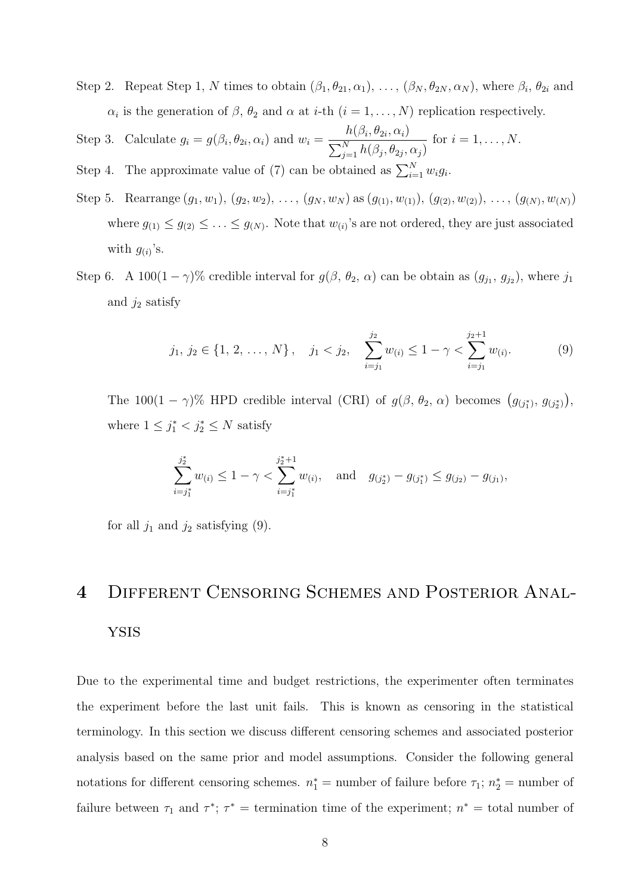Step 2. Repeat Step 1, $N$ times to obtain $(\beta_1, \theta_{21}, \alpha_1), \ldots, (\beta_N, \theta_{2N}, \alpha_N)$, where $\beta_i$, $\theta_{2i}$ and $\alpha_i$ is the generation of $\beta$, $\theta_2$ and $\alpha$ at $i$-th $(i = 1, \ldots, N)$ replication respectively.

Step 3. Calculate $g_i = g(\beta_i, \theta_{2i}, \alpha_i)$ and $w_i = \dfrac{h(\beta_i, \theta_{2i}, \alpha_i)}{\sum_{j=1}^{N} h(\beta_j, \theta_{2j}, \alpha_j)}$ for $i = 1, \ldots, N$.

Step 4. The approximate value of (7) can be obtained as $\sum_{i=1}^{N} w_i g_i$.

Step 5. Rearrange $(g_1, w_1), (g_2, w_2), \ldots, (g_N, w_N)$ as $(g_{(1)}, w_{(1)}), (g_{(2)}, w_{(2)}), \ldots, (g_{(N)}, w_{(N)})$ where $g_{(1)} \leq g_{(2)} \leq \ldots \leq g_{(N)}$. Note that $w_{(i)}$'s are not ordered, they are just associated with $g_{(i)}$'s.

Step 6. A $100(1-\gamma)\%$ credible interval for $g(\beta, \theta_2, \alpha)$ can be obtain as $(g_{j_1}, g_{j_2})$, where $j_1$ and $j_2$ satisfy

$$j_1, j_2 \in \{1, 2, \ldots, N\}, \quad j_1 < j_2, \quad \sum_{i=j_1}^{j_2} w_{(i)} \leq 1 - \gamma < \sum_{i=j_1}^{j_2+1} w_{(i)}. \tag{9}$$

The $100(1-\gamma)\%$ HPD credible interval (CRI) of $g(\beta, \theta_2, \alpha)$ becomes $\left(g_{(j_1^*)}, g_{(j_2^*)}\right)$, where $1 \leq j_1^* < j_2^* \leq N$ satisfy

$$\sum_{i=j_1^*}^{j_2^*} w_{(i)} \leq 1 - \gamma < \sum_{i=j_1^*}^{j_2^*+1} w_{(i)}, \quad \text{and} \quad g_{(j_2^*)} - g_{(j_1^*)} \leq g_{(j_2)} - g_{(j_1)},$$

for all $j_1$ and $j_2$ satisfying (9).

# 4 Different Censoring Schemes and Posterior Analysis

Due to the experimental time and budget restrictions, the experimenter often terminates the experiment before the last unit fails. This is known as censoring in the statistical terminology. In this section we discuss different censoring schemes and associated posterior analysis based on the same prior and model assumptions. Consider the following general notations for different censoring schemes. $n_1^*$ = number of failure before $\tau_1$; $n_2^*$ = number of failure between $\tau_1$ and $\tau^*$; $\tau^*$ = termination time of the experiment; $n^*$ = total number of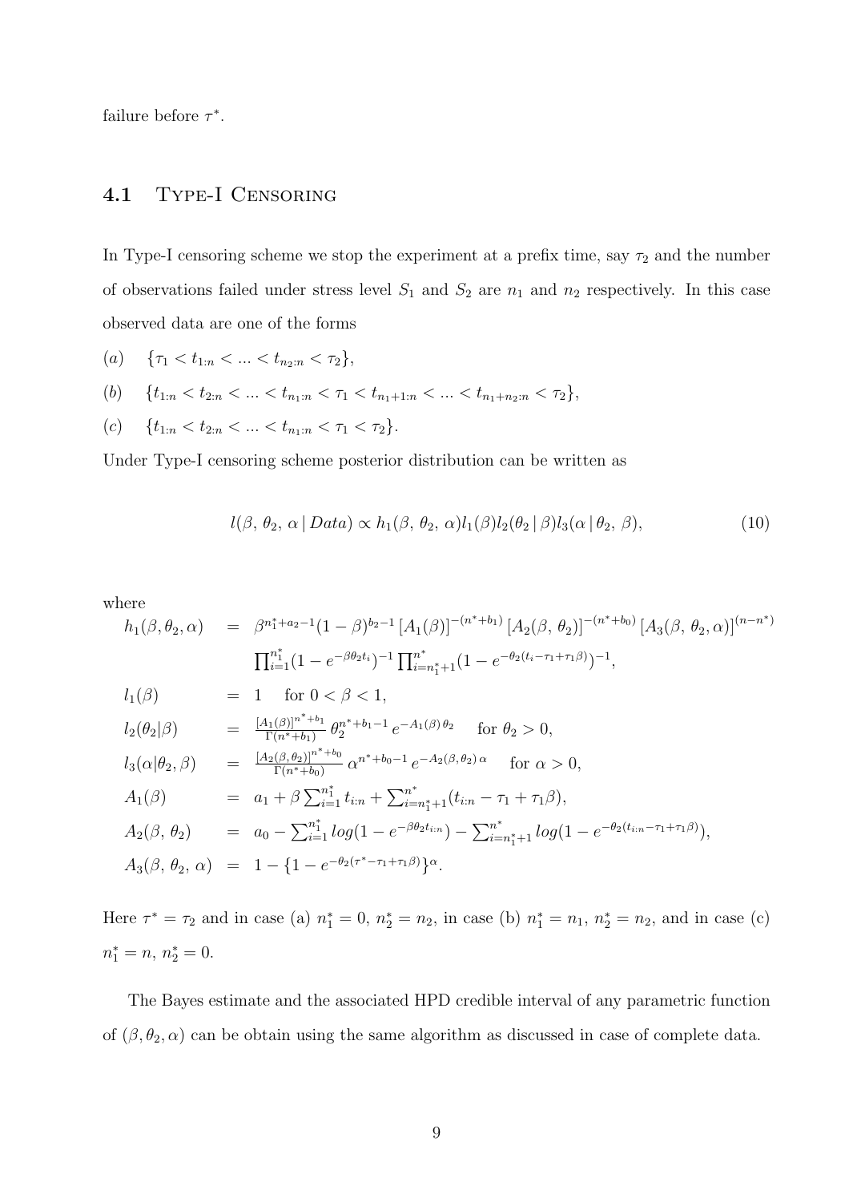failure before $\tau^*$.

### 4.1 Type-I Censoring

In Type-I censoring scheme we stop the experiment at a prefix time, say $\tau_2$ and the number of observations failed under stress level $S_1$ and $S_2$ are $n_1$ and $n_2$ respectively. In this case observed data are one of the forms

$(a)\quad \{\tau_1 < t_{1:n} < ... < t_{n_2:n} < \tau_2\}$,

$(b)\quad \{t_{1:n} < t_{2:n} < ... < t_{n_1:n} < \tau_1 < t_{n_1+1:n} < ... < t_{n_1+n_2:n} < \tau_2\}$,

$(c)\quad \{t_{1:n} < t_{2:n} < ... < t_{n_1:n} < \tau_1 < \tau_2\}$.

Under Type-I censoring scheme posterior distribution can be written as

$$l(\beta,\, \theta_2,\, \alpha \,|\, Data) \propto h_1(\beta,\, \theta_2,\, \alpha) l_1(\beta) l_2(\theta_2 \,|\, \beta) l_3(\alpha \,|\, \theta_2,\, \beta), \tag{10}$$

where

$$\begin{aligned}
h_1(\beta, \theta_2, \alpha) \;&=\; \beta^{n_1^*+a_2-1}(1-\beta)^{b_2-1}\left[A_1(\beta)\right]^{-(n^*+b_1)}\left[A_2(\beta,\, \theta_2)\right]^{-(n^*+b_0)}\left[A_3(\beta,\, \theta_2, \alpha)\right]^{(n-n^*)} \\
&\quad \textstyle\prod_{i=1}^{n_1^*}(1-e^{-\beta\theta_2 t_i})^{-1}\prod_{i=n_1^*+1}^{n^*}(1-e^{-\theta_2(t_i-\tau_1+\tau_1\beta)})^{-1}, \\
l_1(\beta) \;&=\; 1 \quad \text{for } 0<\beta<1, \\
l_2(\theta_2|\beta) \;&=\; \tfrac{[A_1(\beta)]^{n^*+b_1}}{\Gamma(n^*+b_1)}\, \theta_2^{n^*+b_1-1}\, e^{-A_1(\beta)\,\theta_2} \quad \text{for } \theta_2>0, \\
l_3(\alpha|\theta_2,\beta) \;&=\; \tfrac{[A_2(\beta,\,\theta_2)]^{n^*+b_0}}{\Gamma(n^*+b_0)}\, \alpha^{n^*+b_0-1}\, e^{-A_2(\beta,\,\theta_2)\,\alpha} \quad \text{for } \alpha>0, \\
A_1(\beta) \;&=\; a_1+\beta\textstyle\sum_{i=1}^{n_1^*} t_{i:n}+\sum_{i=n_1^*+1}^{n^*}(t_{i:n}-\tau_1+\tau_1\beta), \\
A_2(\beta,\, \theta_2) \;&=\; a_0-\textstyle\sum_{i=1}^{n_1^*} log(1-e^{-\beta\theta_2 t_{i:n}})-\sum_{i=n_1^*+1}^{n^*} log(1-e^{-\theta_2(t_{i:n}-\tau_1+\tau_1\beta)}), \\
A_3(\beta,\, \theta_2,\, \alpha) \;&=\; 1-\{1-e^{-\theta_2(\tau^*-\tau_1+\tau_1\beta)}\}^{\alpha}.
\end{aligned}$$

Here $\tau^*=\tau_2$ and in case (a) $n_1^*=0$, $n_2^*=n_2$, in case (b) $n_1^*=n_1$, $n_2^*=n_2$, and in case (c) $n_1^*=n$, $n_2^*=0$.

The Bayes estimate and the associated HPD credible interval of any parametric function of $(\beta, \theta_2, \alpha)$ can be obtain using the same algorithm as discussed in case of complete data.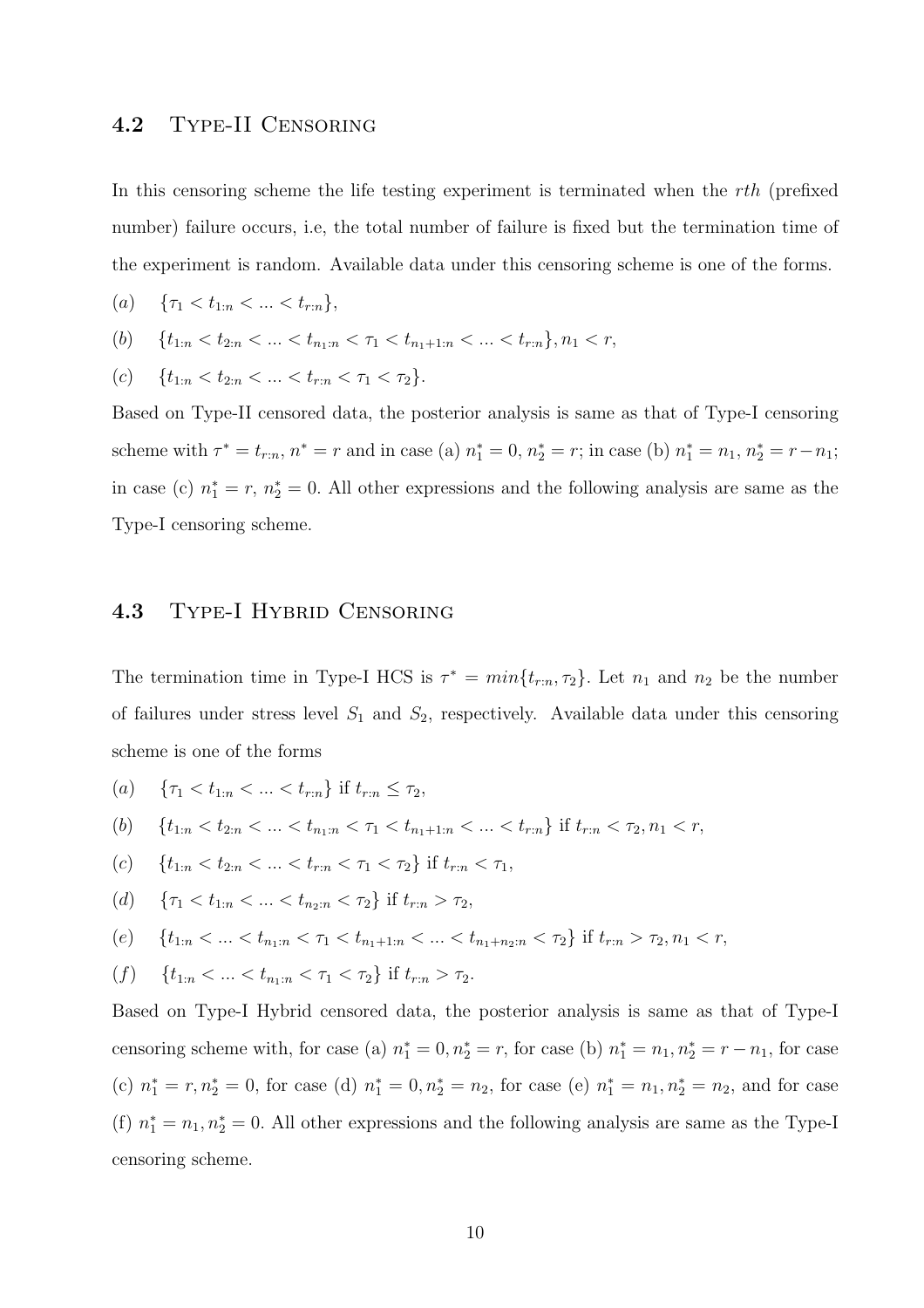## 4.2 Type-II Censoring

In this censoring scheme the life testing experiment is terminated when the $rth$ (prefixed number) failure occurs, i.e, the total number of failure is fixed but the termination time of the experiment is random. Available data under this censoring scheme is one of the forms.

$(a)$ $\{\tau_1 < t_{1:n} < ... < t_{r:n}\}$,

$(b)$ $\{t_{1:n} < t_{2:n} < ... < t_{n_1:n} < \tau_1 < t_{n_1+1:n} < ... < t_{r:n}\}, n_1 < r$,

$(c)$ $\{t_{1:n} < t_{2:n} < ... < t_{r:n} < \tau_1 < \tau_2\}$.

Based on Type-II censored data, the posterior analysis is same as that of Type-I censoring scheme with $\tau^* = t_{r:n}$, $n^* = r$ and in case (a) $n_1^* = 0$, $n_2^* = r$; in case (b) $n_1^* = n_1$, $n_2^* = r - n_1$; in case (c) $n_1^* = r$, $n_2^* = 0$. All other expressions and the following analysis are same as the Type-I censoring scheme.

## 4.3 Type-I Hybrid Censoring

The termination time in Type-I HCS is $\tau^* = min\{t_{r:n}, \tau_2\}$. Let $n_1$ and $n_2$ be the number of failures under stress level $S_1$ and $S_2$, respectively. Available data under this censoring scheme is one of the forms

$(a)$ $\{\tau_1 < t_{1:n} < ... < t_{r:n}\}$ if $t_{r:n} \leq \tau_2$,

$(b)$ $\{t_{1:n} < t_{2:n} < ... < t_{n_1:n} < \tau_1 < t_{n_1+1:n} < ... < t_{r:n}\}$ if $t_{r:n} < \tau_2, n_1 < r$,

$(c)$ $\{t_{1:n} < t_{2:n} < ... < t_{r:n} < \tau_1 < \tau_2\}$ if $t_{r:n} < \tau_1$,

$(d)$ $\{\tau_1 < t_{1:n} < ... < t_{n_2:n} < \tau_2\}$ if $t_{r:n} > \tau_2$,

$(e)$ $\{t_{1:n} < ... < t_{n_1:n} < \tau_1 < t_{n_1+1:n} < ... < t_{n_1+n_2:n} < \tau_2\}$ if $t_{r:n} > \tau_2, n_1 < r$,

$(f)$ $\{t_{1:n} < ... < t_{n_1:n} < \tau_1 < \tau_2\}$ if $t_{r:n} > \tau_2$.

Based on Type-I Hybrid censored data, the posterior analysis is same as that of Type-I censoring scheme with, for case (a) $n_1^* = 0, n_2^* = r$, for case (b) $n_1^* = n_1, n_2^* = r - n_1$, for case (c) $n_1^* = r, n_2^* = 0$, for case (d) $n_1^* = 0, n_2^* = n_2$, for case (e) $n_1^* = n_1, n_2^* = n_2$, and for case (f) $n_1^* = n_1, n_2^* = 0$. All other expressions and the following analysis are same as the Type-I censoring scheme.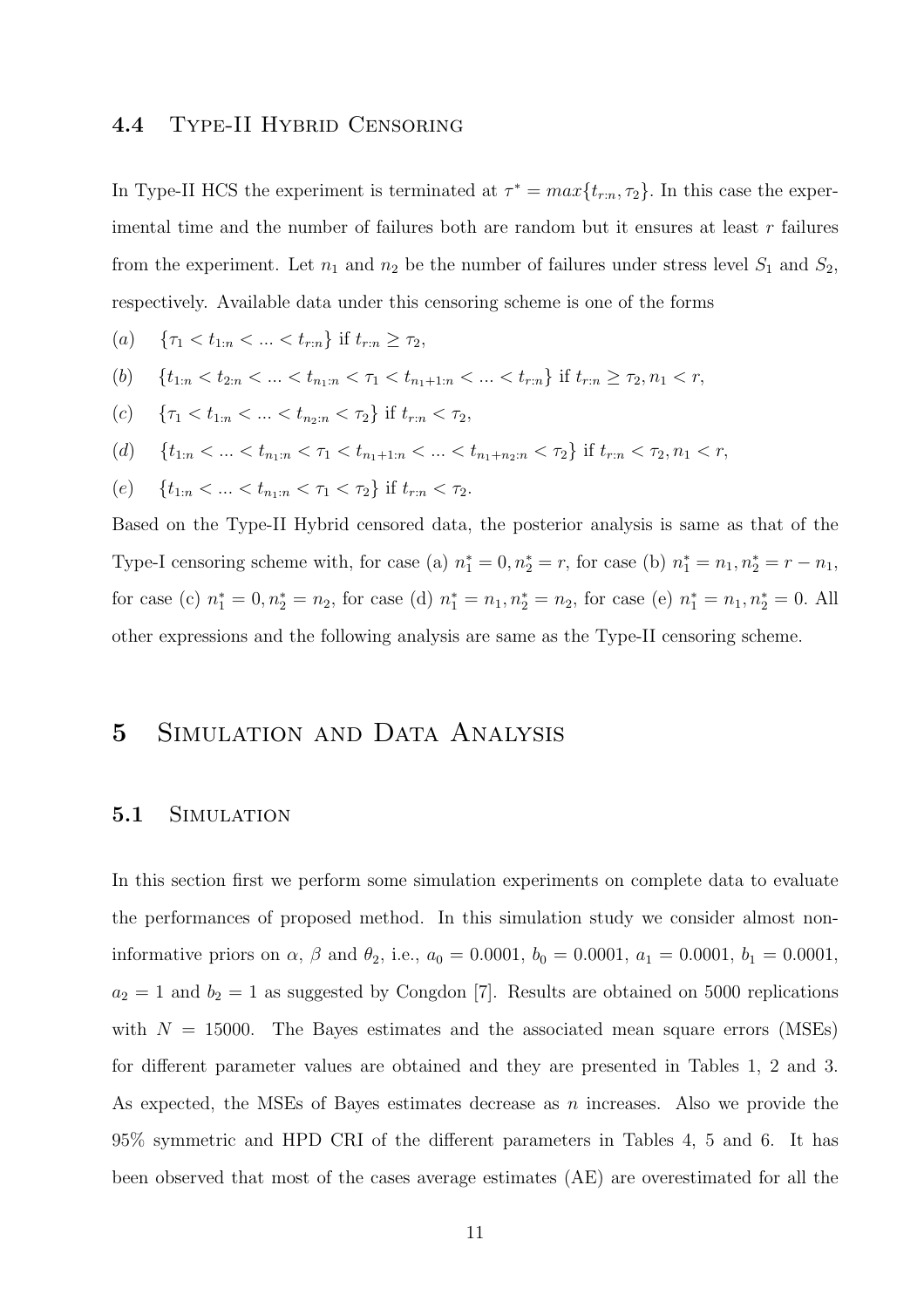### 4.4 Type-II Hybrid Censoring

In Type-II HCS the experiment is terminated at $\tau^* = max\{t_{r:n}, \tau_2\}$. In this case the experimental time and the number of failures both are random but it ensures at least $r$ failures from the experiment. Let $n_1$ and $n_2$ be the number of failures under stress level $S_1$ and $S_2$, respectively. Available data under this censoring scheme is one of the forms

$(a)$ $\{\tau_1 < t_{1:n} < ... < t_{r:n}\}$ if $t_{r:n} \geq \tau_2$,

$(b)$ $\{t_{1:n} < t_{2:n} < ... < t_{n_1:n} < \tau_1 < t_{n_1+1:n} < ... < t_{r:n}\}$ if $t_{r:n} \geq \tau_2, n_1 < r$,

$(c)$ $\{\tau_1 < t_{1:n} < ... < t_{n_2:n} < \tau_2\}$ if $t_{r:n} < \tau_2$,

$(d)$ $\{t_{1:n} < ... < t_{n_1:n} < \tau_1 < t_{n_1+1:n} < ... < t_{n_1+n_2:n} < \tau_2\}$ if $t_{r:n} < \tau_2, n_1 < r$,

$(e)$ $\{t_{1:n} < ... < t_{n_1:n} < \tau_1 < \tau_2\}$ if $t_{r:n} < \tau_2$.

Based on the Type-II Hybrid censored data, the posterior analysis is same as that of the Type-I censoring scheme with, for case (a) $n_1^* = 0, n_2^* = r$, for case (b) $n_1^* = n_1, n_2^* = r - n_1$, for case (c) $n_1^* = 0, n_2^* = n_2$, for case (d) $n_1^* = n_1, n_2^* = n_2$, for case (e) $n_1^* = n_1, n_2^* = 0$. All other expressions and the following analysis are same as the Type-II censoring scheme.

## 5 Simulation and Data Analysis

### 5.1 Simulation

In this section first we perform some simulation experiments on complete data to evaluate the performances of proposed method. In this simulation study we consider almost non-informative priors on $\alpha$, $\beta$ and $\theta_2$, i.e., $a_0 = 0.0001$, $b_0 = 0.0001$, $a_1 = 0.0001$, $b_1 = 0.0001$, $a_2 = 1$ and $b_2 = 1$ as suggested by Congdon [7]. Results are obtained on 5000 replications with $N = 15000$. The Bayes estimates and the associated mean square errors (MSEs) for different parameter values are obtained and they are presented in Tables 1, 2 and 3. As expected, the MSEs of Bayes estimates decrease as $n$ increases. Also we provide the 95% symmetric and HPD CRI of the different parameters in Tables 4, 5 and 6. It has been observed that most of the cases average estimates (AE) are overestimated for all the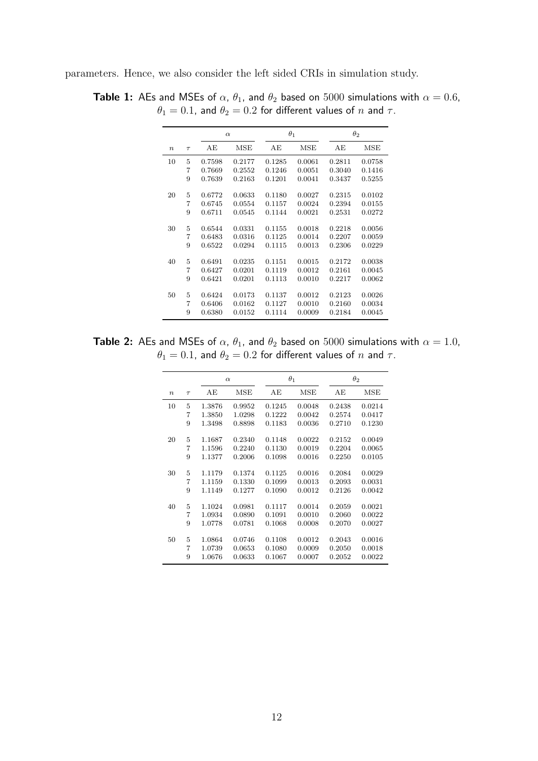parameters. Hence, we also consider the left sided CRIs in simulation study.

**Table 1:** AEs and MSEs of $\alpha$, $\theta_1$, and $\theta_2$ based on 5000 simulations with $\alpha = 0.6$, $\theta_1 = 0.1$, and $\theta_2 = 0.2$ for different values of $n$ and $\tau$.

| | | $\alpha$ | | $\theta_1$ | | $\theta_2$ | |
|---|---|---|---|---|---|---|---|
| $n$ | $\tau$ | AE | MSE | AE | MSE | AE | MSE |
| 10 | 5 | 0.7598 | 0.2177 | 0.1285 | 0.0061 | 0.2811 | 0.0758 |
| | 7 | 0.7669 | 0.2552 | 0.1246 | 0.0051 | 0.3040 | 0.1416 |
| | 9 | 0.7639 | 0.2163 | 0.1201 | 0.0041 | 0.3437 | 0.5255 |
| 20 | 5 | 0.6772 | 0.0633 | 0.1180 | 0.0027 | 0.2315 | 0.0102 |
| | 7 | 0.6745 | 0.0554 | 0.1157 | 0.0024 | 0.2394 | 0.0155 |
| | 9 | 0.6711 | 0.0545 | 0.1144 | 0.0021 | 0.2531 | 0.0272 |
| 30 | 5 | 0.6544 | 0.0331 | 0.1155 | 0.0018 | 0.2218 | 0.0056 |
| | 7 | 0.6483 | 0.0316 | 0.1125 | 0.0014 | 0.2207 | 0.0059 |
| | 9 | 0.6522 | 0.0294 | 0.1115 | 0.0013 | 0.2306 | 0.0229 |
| 40 | 5 | 0.6491 | 0.0235 | 0.1151 | 0.0015 | 0.2172 | 0.0038 |
| | 7 | 0.6427 | 0.0201 | 0.1119 | 0.0012 | 0.2161 | 0.0045 |
| | 9 | 0.6421 | 0.0201 | 0.1113 | 0.0010 | 0.2217 | 0.0062 |
| 50 | 5 | 0.6424 | 0.0173 | 0.1137 | 0.0012 | 0.2123 | 0.0026 |
| | 7 | 0.6406 | 0.0162 | 0.1127 | 0.0010 | 0.2160 | 0.0034 |
| | 9 | 0.6380 | 0.0152 | 0.1114 | 0.0009 | 0.2184 | 0.0045 |

**Table 2:** AEs and MSEs of $\alpha$, $\theta_1$, and $\theta_2$ based on 5000 simulations with $\alpha = 1.0$, $\theta_1 = 0.1$, and $\theta_2 = 0.2$ for different values of $n$ and $\tau$.

| | | $\alpha$ | | $\theta_1$ | | $\theta_2$ | |
|---|---|---|---|---|---|---|---|
| $n$ | $\tau$ | AE | MSE | AE | MSE | AE | MSE |
| 10 | 5 | 1.3876 | 0.9952 | 0.1245 | 0.0048 | 0.2438 | 0.0214 |
| | 7 | 1.3850 | 1.0298 | 0.1222 | 0.0042 | 0.2574 | 0.0417 |
| | 9 | 1.3498 | 0.8898 | 0.1183 | 0.0036 | 0.2710 | 0.1230 |
| 20 | 5 | 1.1687 | 0.2340 | 0.1148 | 0.0022 | 0.2152 | 0.0049 |
| | 7 | 1.1596 | 0.2240 | 0.1130 | 0.0019 | 0.2204 | 0.0065 |
| | 9 | 1.1377 | 0.2006 | 0.1098 | 0.0016 | 0.2250 | 0.0105 |
| 30 | 5 | 1.1179 | 0.1374 | 0.1125 | 0.0016 | 0.2084 | 0.0029 |
| | 7 | 1.1159 | 0.1330 | 0.1099 | 0.0013 | 0.2093 | 0.0031 |
| | 9 | 1.1149 | 0.1277 | 0.1090 | 0.0012 | 0.2126 | 0.0042 |
| 40 | 5 | 1.1024 | 0.0981 | 0.1117 | 0.0014 | 0.2059 | 0.0021 |
| | 7 | 1.0934 | 0.0890 | 0.1091 | 0.0010 | 0.2060 | 0.0022 |
| | 9 | 1.0778 | 0.0781 | 0.1068 | 0.0008 | 0.2070 | 0.0027 |
| 50 | 5 | 1.0864 | 0.0746 | 0.1108 | 0.0012 | 0.2043 | 0.0016 |
| | 7 | 1.0739 | 0.0653 | 0.1080 | 0.0009 | 0.2050 | 0.0018 |
| | 9 | 1.0676 | 0.0633 | 0.1067 | 0.0007 | 0.2052 | 0.0022 |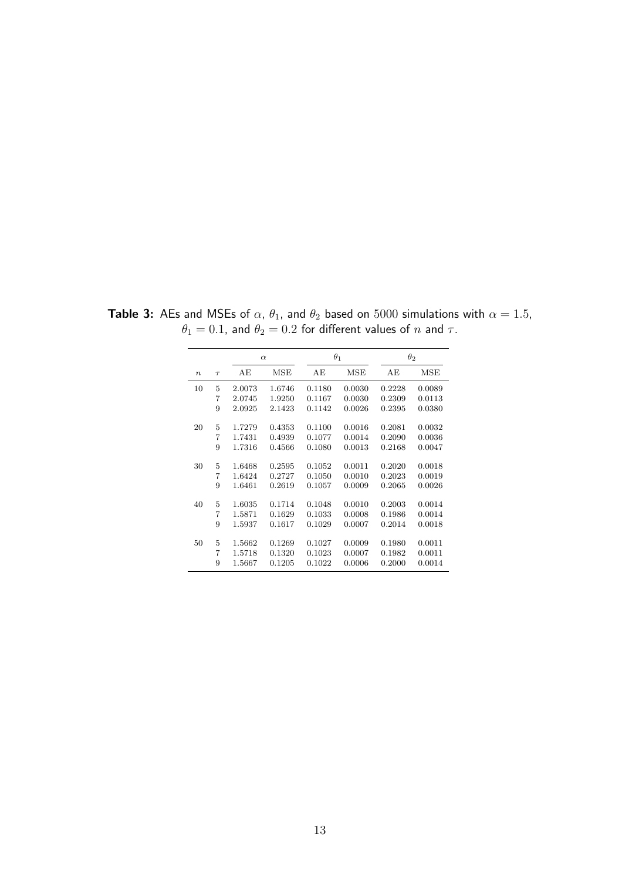**Table 3:** AEs and MSEs of $\alpha$, $\theta_1$, and $\theta_2$ based on 5000 simulations with $\alpha = 1.5$, $\theta_1 = 0.1$, and $\theta_2 = 0.2$ for different values of $n$ and $\tau$.

| | | $\alpha$ | | $\theta_1$ | | $\theta_2$ | |
|---|---|---|---|---|---|---|---|
| $n$ | $\tau$ | AE | MSE | AE | MSE | AE | MSE |
| 10 | 5 | 2.0073 | 1.6746 | 0.1180 | 0.0030 | 0.2228 | 0.0089 |
| | 7 | 2.0745 | 1.9250 | 0.1167 | 0.0030 | 0.2309 | 0.0113 |
| | 9 | 2.0925 | 2.1423 | 0.1142 | 0.0026 | 0.2395 | 0.0380 |
| 20 | 5 | 1.7279 | 0.4353 | 0.1100 | 0.0016 | 0.2081 | 0.0032 |
| | 7 | 1.7431 | 0.4939 | 0.1077 | 0.0014 | 0.2090 | 0.0036 |
| | 9 | 1.7316 | 0.4566 | 0.1080 | 0.0013 | 0.2168 | 0.0047 |
| 30 | 5 | 1.6468 | 0.2595 | 0.1052 | 0.0011 | 0.2020 | 0.0018 |
| | 7 | 1.6424 | 0.2727 | 0.1050 | 0.0010 | 0.2023 | 0.0019 |
| | 9 | 1.6461 | 0.2619 | 0.1057 | 0.0009 | 0.2065 | 0.0026 |
| 40 | 5 | 1.6035 | 0.1714 | 0.1048 | 0.0010 | 0.2003 | 0.0014 |
| | 7 | 1.5871 | 0.1629 | 0.1033 | 0.0008 | 0.1986 | 0.0014 |
| | 9 | 1.5937 | 0.1617 | 0.1029 | 0.0007 | 0.2014 | 0.0018 |
| 50 | 5 | 1.5662 | 0.1269 | 0.1027 | 0.0009 | 0.1980 | 0.0011 |
| | 7 | 1.5718 | 0.1320 | 0.1023 | 0.0007 | 0.1982 | 0.0011 |
| | 9 | 1.5667 | 0.1205 | 0.1022 | 0.0006 | 0.2000 | 0.0014 |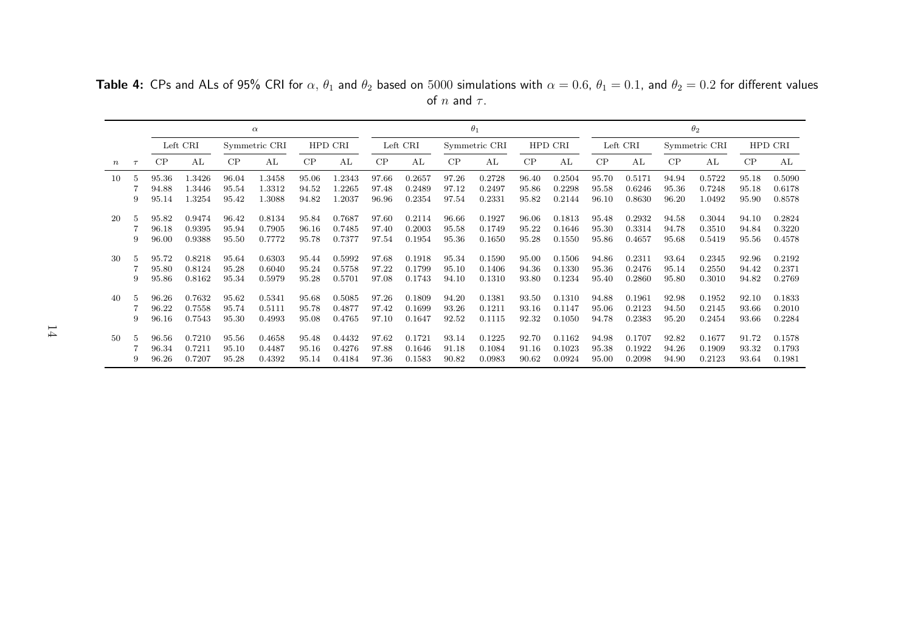**Table 4:** CPs and ALs of 95% CRI for $\alpha$, $\theta_1$ and $\theta_2$ based on 5000 simulations with $\alpha = 0.6$, $\theta_1 = 0.1$, and $\theta_2 = 0.2$ for different values of $n$ and $\tau$.

| | | $\alpha$ | | | | | | $\theta_1$ | | | | | | $\theta_2$ | | | | | |
|---|---|---|---|---|---|---|---|---|---|---|---|---|---|---|---|---|---|---|---|
| | | Left CRI | | Symmetric CRI | | HPD CRI | | Left CRI | | Symmetric CRI | | HPD CRI | | Left CRI | | Symmetric CRI | | HPD CRI | |
| $n$ | $\tau$ | CP | AL | CP | AL | CP | AL | CP | AL | CP | AL | CP | AL | CP | AL | CP | AL | CP | AL |
| 10 | 5 | 95.36 | 1.3426 | 96.04 | 1.3458 | 95.06 | 1.2343 | 97.66 | 0.2657 | 97.26 | 0.2728 | 96.40 | 0.2504 | 95.70 | 0.5171 | 94.94 | 0.5722 | 95.18 | 0.5090 |
| | 7 | 94.88 | 1.3446 | 95.54 | 1.3312 | 94.52 | 1.2265 | 97.48 | 0.2489 | 97.12 | 0.2497 | 95.86 | 0.2298 | 95.58 | 0.6246 | 95.36 | 0.7248 | 95.18 | 0.6178 |
| | 9 | 95.14 | 1.3254 | 95.42 | 1.3088 | 94.82 | 1.2037 | 96.96 | 0.2354 | 97.54 | 0.2331 | 95.82 | 0.2144 | 96.10 | 0.8630 | 96.20 | 1.0492 | 95.90 | 0.8578 |
| 20 | 5 | 95.82 | 0.9474 | 96.42 | 0.8134 | 95.84 | 0.7687 | 97.60 | 0.2114 | 96.66 | 0.1927 | 96.06 | 0.1813 | 95.48 | 0.2932 | 94.58 | 0.3044 | 94.10 | 0.2824 |
| | 7 | 96.18 | 0.9395 | 95.94 | 0.7905 | 96.16 | 0.7485 | 97.40 | 0.2003 | 95.58 | 0.1749 | 95.22 | 0.1646 | 95.30 | 0.3314 | 94.78 | 0.3510 | 94.84 | 0.3220 |
| | 9 | 96.00 | 0.9388 | 95.50 | 0.7772 | 95.78 | 0.7377 | 97.54 | 0.1954 | 95.36 | 0.1650 | 95.28 | 0.1550 | 95.86 | 0.4657 | 95.68 | 0.5419 | 95.56 | 0.4578 |
| 30 | 5 | 95.72 | 0.8218 | 95.64 | 0.6303 | 95.44 | 0.5992 | 97.68 | 0.1918 | 95.34 | 0.1590 | 95.00 | 0.1506 | 94.86 | 0.2311 | 93.64 | 0.2345 | 92.96 | 0.2192 |
| | 7 | 95.80 | 0.8124 | 95.28 | 0.6040 | 95.24 | 0.5758 | 97.22 | 0.1799 | 95.10 | 0.1406 | 94.36 | 0.1330 | 95.36 | 0.2476 | 95.14 | 0.2550 | 94.42 | 0.2371 |
| | 9 | 95.86 | 0.8162 | 95.34 | 0.5979 | 95.28 | 0.5701 | 97.08 | 0.1743 | 94.10 | 0.1310 | 93.80 | 0.1234 | 95.40 | 0.2860 | 95.80 | 0.3010 | 94.82 | 0.2769 |
| 40 | 5 | 96.26 | 0.7632 | 95.62 | 0.5341 | 95.68 | 0.5085 | 97.26 | 0.1809 | 94.20 | 0.1381 | 93.50 | 0.1310 | 94.88 | 0.1961 | 92.98 | 0.1952 | 92.10 | 0.1833 |
| | 7 | 96.22 | 0.7558 | 95.74 | 0.5111 | 95.78 | 0.4877 | 97.42 | 0.1699 | 93.26 | 0.1211 | 93.16 | 0.1147 | 95.06 | 0.2123 | 94.50 | 0.2145 | 93.66 | 0.2010 |
| | 9 | 96.16 | 0.7543 | 95.30 | 0.4993 | 95.08 | 0.4765 | 97.10 | 0.1647 | 92.52 | 0.1115 | 92.32 | 0.1050 | 94.78 | 0.2383 | 95.20 | 0.2454 | 93.66 | 0.2284 |
| 50 | 5 | 96.56 | 0.7210 | 95.56 | 0.4658 | 95.48 | 0.4432 | 97.62 | 0.1721 | 93.14 | 0.1225 | 92.70 | 0.1162 | 94.98 | 0.1707 | 92.82 | 0.1677 | 91.72 | 0.1578 |
| | 7 | 96.34 | 0.7211 | 95.10 | 0.4487 | 95.16 | 0.4276 | 97.88 | 0.1646 | 91.18 | 0.1084 | 91.16 | 0.1023 | 95.38 | 0.1922 | 94.26 | 0.1909 | 93.32 | 0.1793 |
| | 9 | 96.26 | 0.7207 | 95.28 | 0.4392 | 95.14 | 0.4184 | 97.36 | 0.1583 | 90.82 | 0.0983 | 90.62 | 0.0924 | 95.00 | 0.2098 | 94.90 | 0.2123 | 93.64 | 0.1981 |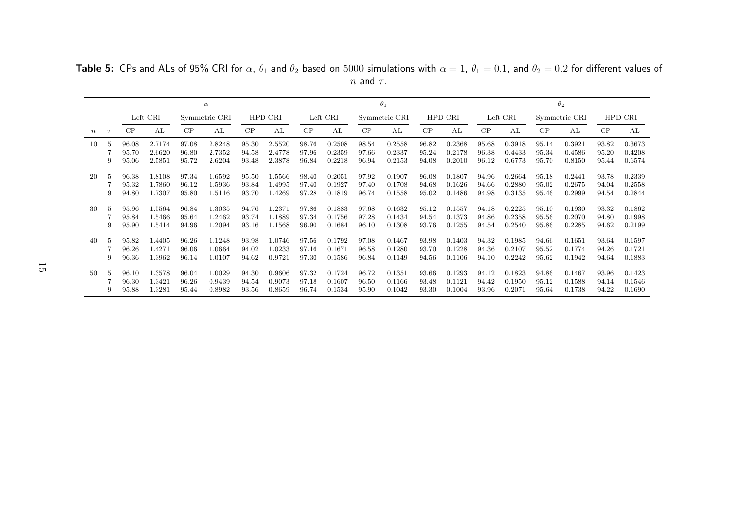**Table 5:** CPs and ALs of 95% CRI for $\alpha$, $\theta_1$ and $\theta_2$ based on 5000 simulations with $\alpha = 1$, $\theta_1 = 0.1$, and $\theta_2 = 0.2$ for different values of $n$ and $\tau$.

| | | $\alpha$ | | | | | | $\theta_1$ | | | | | | $\theta_2$ | | | | | |
|---|---|---|---|---|---|---|---|---|---|---|---|---|---|---|---|---|---|---|---|
| | | Left CRI | | Symmetric CRI | | HPD CRI | | Left CRI | | Symmetric CRI | | HPD CRI | | Left CRI | | Symmetric CRI | | HPD CRI | |
| $n$ | $\tau$ | CP | AL | CP | AL | CP | AL | CP | AL | CP | AL | CP | AL | CP | AL | CP | AL | CP | AL |
| 10 | 5 | 96.08 | 2.7174 | 97.08 | 2.8248 | 95.30 | 2.5520 | 98.76 | 0.2508 | 98.54 | 0.2558 | 96.82 | 0.2368 | 95.68 | 0.3918 | 95.14 | 0.3921 | 93.82 | 0.3673 |
| | 7 | 95.70 | 2.6620 | 96.80 | 2.7352 | 94.58 | 2.4778 | 97.96 | 0.2359 | 97.66 | 0.2337 | 95.24 | 0.2178 | 96.38 | 0.4433 | 95.34 | 0.4586 | 95.20 | 0.4208 |
| | 9 | 95.06 | 2.5851 | 95.72 | 2.6204 | 93.48 | 2.3878 | 96.84 | 0.2218 | 96.94 | 0.2153 | 94.08 | 0.2010 | 96.12 | 0.6773 | 95.70 | 0.8150 | 95.44 | 0.6574 |
| 20 | 5 | 96.38 | 1.8108 | 97.34 | 1.6592 | 95.50 | 1.5566 | 98.40 | 0.2051 | 97.92 | 0.1907 | 96.08 | 0.1807 | 94.96 | 0.2664 | 95.18 | 0.2441 | 93.78 | 0.2339 |
| | 7 | 95.32 | 1.7860 | 96.12 | 1.5936 | 93.84 | 1.4995 | 97.40 | 0.1927 | 97.40 | 0.1708 | 94.68 | 0.1626 | 94.66 | 0.2880 | 95.02 | 0.2675 | 94.04 | 0.2558 |
| | 9 | 94.80 | 1.7307 | 95.80 | 1.5116 | 93.70 | 1.4269 | 97.28 | 0.1819 | 96.74 | 0.1558 | 95.02 | 0.1486 | 94.98 | 0.3135 | 95.46 | 0.2999 | 94.54 | 0.2844 |
| 30 | 5 | 95.96 | 1.5564 | 96.84 | 1.3035 | 94.76 | 1.2371 | 97.86 | 0.1883 | 97.68 | 0.1632 | 95.12 | 0.1557 | 94.18 | 0.2225 | 95.10 | 0.1930 | 93.32 | 0.1862 |
| | 7 | 95.84 | 1.5466 | 95.64 | 1.2462 | 93.74 | 1.1889 | 97.34 | 0.1756 | 97.28 | 0.1434 | 94.54 | 0.1373 | 94.86 | 0.2358 | 95.56 | 0.2070 | 94.80 | 0.1998 |
| | 9 | 95.90 | 1.5414 | 94.96 | 1.2094 | 93.16 | 1.1568 | 96.90 | 0.1684 | 96.10 | 0.1308 | 93.76 | 0.1255 | 94.54 | 0.2540 | 95.86 | 0.2285 | 94.62 | 0.2199 |
| 40 | 5 | 95.82 | 1.4405 | 96.26 | 1.1248 | 93.98 | 1.0746 | 97.56 | 0.1792 | 97.08 | 0.1467 | 93.98 | 0.1403 | 94.32 | 0.1985 | 94.66 | 0.1651 | 93.64 | 0.1597 |
| | 7 | 96.26 | 1.4271 | 96.06 | 1.0664 | 94.02 | 1.0233 | 97.16 | 0.1671 | 96.58 | 0.1280 | 93.70 | 0.1228 | 94.36 | 0.2107 | 95.52 | 0.1774 | 94.26 | 0.1721 |
| | 9 | 96.36 | 1.3962 | 96.14 | 1.0107 | 94.62 | 0.9721 | 97.30 | 0.1586 | 96.84 | 0.1149 | 94.56 | 0.1106 | 94.10 | 0.2242 | 95.62 | 0.1942 | 94.64 | 0.1883 |
| 50 | 5 | 96.10 | 1.3578 | 96.04 | 1.0029 | 94.30 | 0.9606 | 97.32 | 0.1724 | 96.72 | 0.1351 | 93.66 | 0.1293 | 94.12 | 0.1823 | 94.86 | 0.1467 | 93.96 | 0.1423 |
| | 7 | 96.30 | 1.3421 | 96.26 | 0.9439 | 94.54 | 0.9073 | 97.18 | 0.1607 | 96.50 | 0.1166 | 93.48 | 0.1121 | 94.42 | 0.1950 | 95.12 | 0.1588 | 94.14 | 0.1546 |
| | 9 | 95.88 | 1.3281 | 95.44 | 0.8982 | 93.56 | 0.8659 | 96.74 | 0.1534 | 95.90 | 0.1042 | 93.30 | 0.1004 | 93.96 | 0.2071 | 95.64 | 0.1738 | 94.22 | 0.1690 |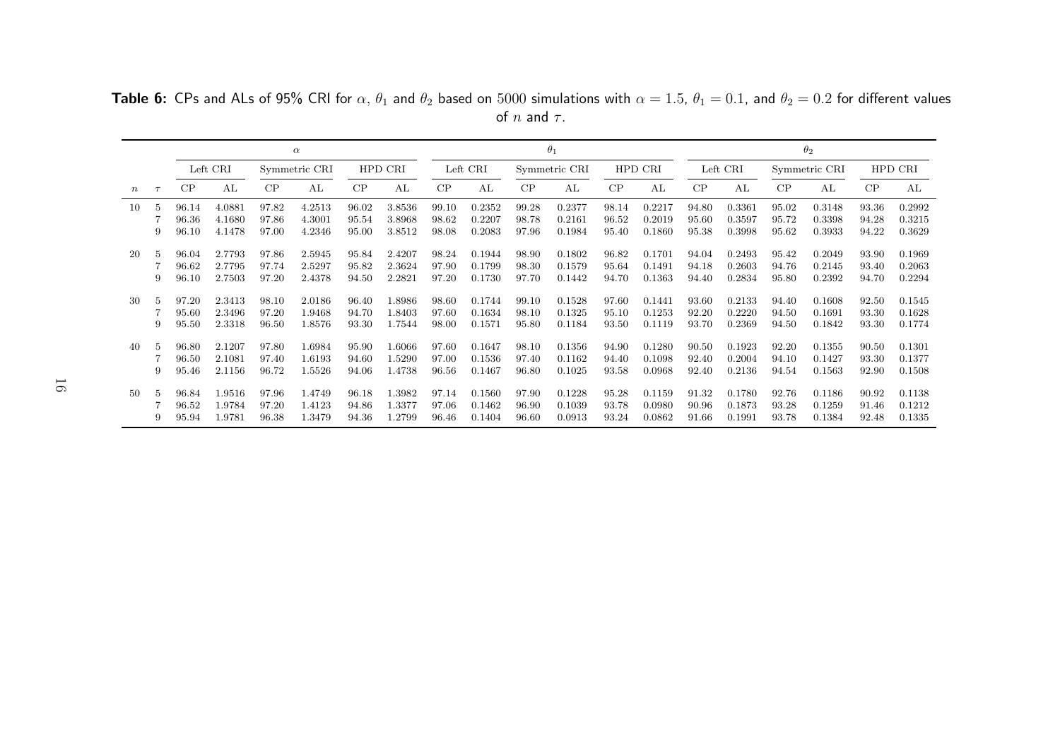**Table 6:** CPs and ALs of 95% CRI for $\alpha$, $\theta_1$ and $\theta_2$ based on 5000 simulations with $\alpha = 1.5$, $\theta_1 = 0.1$, and $\theta_2 = 0.2$ for different values of $n$ and $\tau$.

| | | $\alpha$ | | | | | | $\theta_1$ | | | | | | $\theta_2$ | | | | | |
|---|---|---|---|---|---|---|---|---|---|---|---|---|---|---|---|---|---|---|---|
| | | Left CRI | | Symmetric CRI | | HPD CRI | | Left CRI | | Symmetric CRI | | HPD CRI | | Left CRI | | Symmetric CRI | | HPD CRI | |
| $n$ | $\tau$ | CP | AL | CP | AL | CP | AL | CP | AL | CP | AL | CP | AL | CP | AL | CP | AL | CP | AL |
| 10 | 5 | 96.14 | 4.0881 | 97.82 | 4.2513 | 96.02 | 3.8536 | 99.10 | 0.2352 | 99.28 | 0.2377 | 98.14 | 0.2217 | 94.80 | 0.3361 | 95.02 | 0.3148 | 93.36 | 0.2992 |
| | 7 | 96.36 | 4.1680 | 97.86 | 4.3001 | 95.54 | 3.8968 | 98.62 | 0.2207 | 98.78 | 0.2161 | 96.52 | 0.2019 | 95.60 | 0.3597 | 95.72 | 0.3398 | 94.28 | 0.3215 |
| | 9 | 96.10 | 4.1478 | 97.00 | 4.2346 | 95.00 | 3.8512 | 98.08 | 0.2083 | 97.96 | 0.1984 | 95.40 | 0.1860 | 95.38 | 0.3998 | 95.62 | 0.3933 | 94.22 | 0.3629 |
| 20 | 5 | 96.04 | 2.7793 | 97.86 | 2.5945 | 95.84 | 2.4207 | 98.24 | 0.1944 | 98.90 | 0.1802 | 96.82 | 0.1701 | 94.04 | 0.2493 | 95.42 | 0.2049 | 93.90 | 0.1969 |
| | 7 | 96.62 | 2.7795 | 97.74 | 2.5297 | 95.82 | 2.3624 | 97.90 | 0.1799 | 98.30 | 0.1579 | 95.64 | 0.1491 | 94.18 | 0.2603 | 94.76 | 0.2145 | 93.40 | 0.2063 |
| | 9 | 96.10 | 2.7503 | 97.20 | 2.4378 | 94.50 | 2.2821 | 97.20 | 0.1730 | 97.70 | 0.1442 | 94.70 | 0.1363 | 94.40 | 0.2834 | 95.80 | 0.2392 | 94.70 | 0.2294 |
| 30 | 5 | 97.20 | 2.3413 | 98.10 | 2.0186 | 96.40 | 1.8986 | 98.60 | 0.1744 | 99.10 | 0.1528 | 97.60 | 0.1441 | 93.60 | 0.2133 | 94.40 | 0.1608 | 92.50 | 0.1545 |
| | 7 | 95.60 | 2.3496 | 97.20 | 1.9468 | 94.70 | 1.8403 | 97.60 | 0.1634 | 98.10 | 0.1325 | 95.10 | 0.1253 | 92.20 | 0.2220 | 94.50 | 0.1691 | 93.30 | 0.1628 |
| | 9 | 95.50 | 2.3318 | 96.50 | 1.8576 | 93.30 | 1.7544 | 98.00 | 0.1571 | 95.80 | 0.1184 | 93.50 | 0.1119 | 93.70 | 0.2369 | 94.50 | 0.1842 | 93.30 | 0.1774 |
| 40 | 5 | 96.80 | 2.1207 | 97.80 | 1.6984 | 95.90 | 1.6066 | 97.60 | 0.1647 | 98.10 | 0.1356 | 94.90 | 0.1280 | 90.50 | 0.1923 | 92.20 | 0.1355 | 90.50 | 0.1301 |
| | 7 | 96.50 | 2.1081 | 97.40 | 1.6193 | 94.60 | 1.5290 | 97.00 | 0.1536 | 97.40 | 0.1162 | 94.40 | 0.1098 | 92.40 | 0.2004 | 94.10 | 0.1427 | 93.30 | 0.1377 |
| | 9 | 95.46 | 2.1156 | 96.72 | 1.5526 | 94.06 | 1.4738 | 96.56 | 0.1467 | 96.80 | 0.1025 | 93.58 | 0.0968 | 92.40 | 0.2136 | 94.54 | 0.1563 | 92.90 | 0.1508 |
| 50 | 5 | 96.84 | 1.9516 | 97.96 | 1.4749 | 96.18 | 1.3982 | 97.14 | 0.1560 | 97.90 | 0.1228 | 95.28 | 0.1159 | 91.32 | 0.1780 | 92.76 | 0.1186 | 90.92 | 0.1138 |
| | 7 | 96.52 | 1.9784 | 97.20 | 1.4123 | 94.86 | 1.3377 | 97.06 | 0.1462 | 96.90 | 0.1039 | 93.78 | 0.0980 | 90.96 | 0.1873 | 93.28 | 0.1259 | 91.46 | 0.1212 |
| | 9 | 95.94 | 1.9781 | 96.38 | 1.3479 | 94.36 | 1.2799 | 96.46 | 0.1404 | 96.60 | 0.0913 | 93.24 | 0.0862 | 91.66 | 0.1991 | 93.78 | 0.1384 | 92.48 | 0.1335 |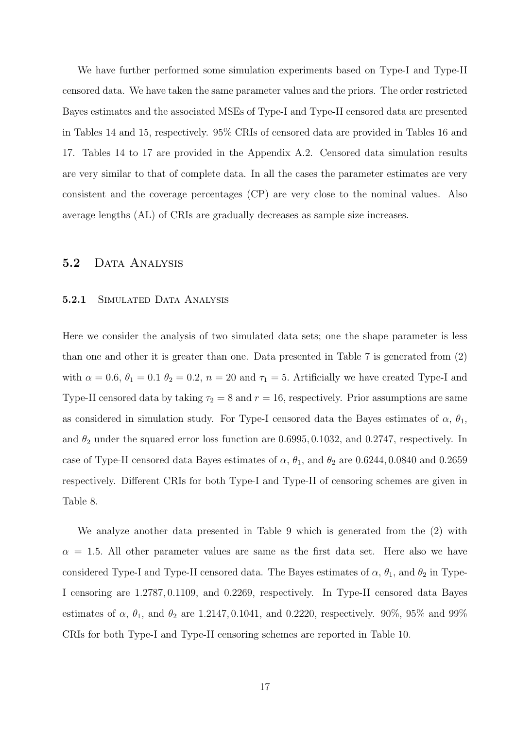We have further performed some simulation experiments based on Type-I and Type-II censored data. We have taken the same parameter values and the priors. The order restricted Bayes estimates and the associated MSEs of Type-I and Type-II censored data are presented in Tables 14 and 15, respectively. 95% CRIs of censored data are provided in Tables 16 and 17. Tables 14 to 17 are provided in the Appendix A.2. Censored data simulation results are very similar to that of complete data. In all the cases the parameter estimates are very consistent and the coverage percentages (CP) are very close to the nominal values. Also average lengths (AL) of CRIs are gradually decreases as sample size increases.

## 5.2 Data Analysis

### 5.2.1 Simulated Data Analysis

Here we consider the analysis of two simulated data sets; one the shape parameter is less than one and other it is greater than one. Data presented in Table 7 is generated from (2) with $\alpha = 0.6$, $\theta_1 = 0.1$ $\theta_2 = 0.2$, $n = 20$ and $\tau_1 = 5$. Artificially we have created Type-I and Type-II censored data by taking $\tau_2 = 8$ and $r = 16$, respectively. Prior assumptions are same as considered in simulation study. For Type-I censored data the Bayes estimates of $\alpha$, $\theta_1$, and $\theta_2$ under the squared error loss function are $0.6995, 0.1032$, and $0.2747$, respectively. In case of Type-II censored data Bayes estimates of $\alpha$, $\theta_1$, and $\theta_2$ are $0.6244, 0.0840$ and $0.2659$ respectively. Different CRIs for both Type-I and Type-II of censoring schemes are given in Table 8.

We analyze another data presented in Table 9 which is generated from the (2) with $\alpha = 1.5$. All other parameter values are same as the first data set. Here also we have considered Type-I and Type-II censored data. The Bayes estimates of $\alpha$, $\theta_1$, and $\theta_2$ in Type-I censoring are $1.2787, 0.1109$, and $0.2269$, respectively. In Type-II censored data Bayes estimates of $\alpha$, $\theta_1$, and $\theta_2$ are $1.2147, 0.1041$, and $0.2220$, respectively. 90%, 95% and 99% CRIs for both Type-I and Type-II censoring schemes are reported in Table 10.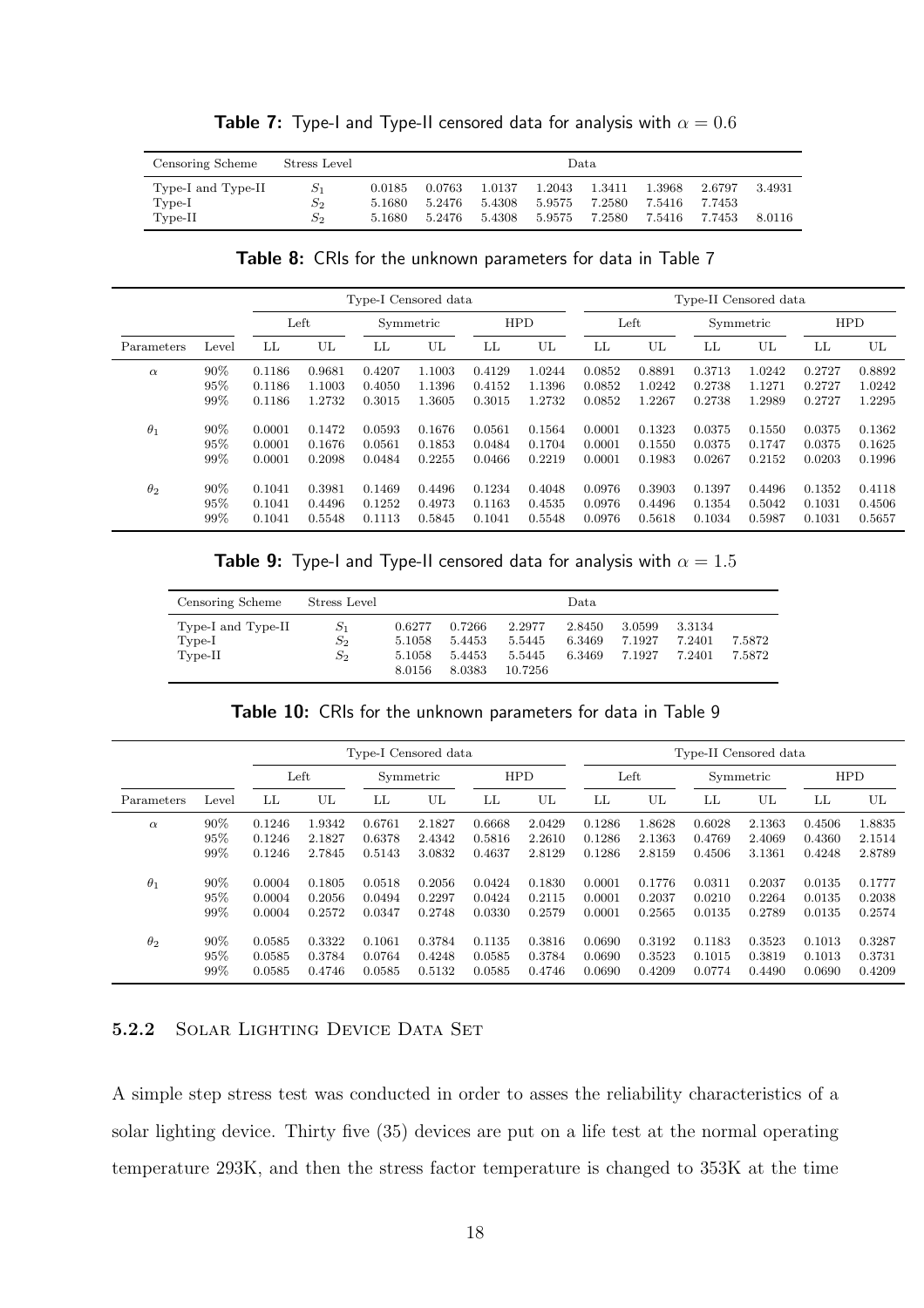**Table 7:** Type-I and Type-II censored data for analysis with $\alpha = 0.6$

| Censoring Scheme | Stress Level | Data | | | | | | | |
|---|---|---|---|---|---|---|---|---|---|
| Type-I and Type-II | $S_1$ | 0.0185 | 0.0763 | 1.0137 | 1.2043 | 1.3411 | 1.3968 | 2.6797 | 3.4931 |
| Type-I | $S_2$ | 5.1680 | 5.2476 | 5.4308 | 5.9575 | 7.2580 | 7.5416 | 7.7453 | |
| Type-II | $S_2$ | 5.1680 | 5.2476 | 5.4308 | 5.9575 | 7.2580 | 7.5416 | 7.7453 | 8.0116 |

**Table 8:** CRIs for the unknown parameters for data in Table 7

| | | Type-I Censored data | | | | | | Type-II Censored data | | | | | |
|---|---|---|---|---|---|---|---|---|---|---|---|---|---|
| | | Left | | Symmetric | | HPD | | Left | | Symmetric | | HPD | |
| Parameters | Level | LL | UL | LL | UL | LL | UL | LL | UL | LL | UL | LL | UL |
| $\alpha$ | 90% | 0.1186 | 0.9681 | 0.4207 | 1.1003 | 0.4129 | 1.0244 | 0.0852 | 0.8891 | 0.3713 | 1.0242 | 0.2727 | 0.8892 |
| | 95% | 0.1186 | 1.1003 | 0.4050 | 1.1396 | 0.4152 | 1.1396 | 0.0852 | 1.0242 | 0.2738 | 1.1271 | 0.2727 | 1.0242 |
| | 99% | 0.1186 | 1.2732 | 0.3015 | 1.3605 | 0.3015 | 1.2732 | 0.0852 | 1.2267 | 0.2738 | 1.2989 | 0.2727 | 1.2295 |
| $\theta_1$ | 90% | 0.0001 | 0.1472 | 0.0593 | 0.1676 | 0.0561 | 0.1564 | 0.0001 | 0.1323 | 0.0375 | 0.1550 | 0.0375 | 0.1362 |
| | 95% | 0.0001 | 0.1676 | 0.0561 | 0.1853 | 0.0484 | 0.1704 | 0.0001 | 0.1550 | 0.0375 | 0.1747 | 0.0375 | 0.1625 |
| | 99% | 0.0001 | 0.2098 | 0.0484 | 0.2255 | 0.0466 | 0.2219 | 0.0001 | 0.1983 | 0.0267 | 0.2152 | 0.0203 | 0.1996 |
| $\theta_2$ | 90% | 0.1041 | 0.3981 | 0.1469 | 0.4496 | 0.1234 | 0.4048 | 0.0976 | 0.3903 | 0.1397 | 0.4496 | 0.1352 | 0.4118 |
| | 95% | 0.1041 | 0.4496 | 0.1252 | 0.4973 | 0.1163 | 0.4535 | 0.0976 | 0.4496 | 0.1354 | 0.5042 | 0.1031 | 0.4506 |
| | 99% | 0.1041 | 0.5548 | 0.1113 | 0.5845 | 0.1041 | 0.5548 | 0.0976 | 0.5618 | 0.1034 | 0.5987 | 0.1031 | 0.5657 |

**Table 9:** Type-I and Type-II censored data for analysis with $\alpha = 1.5$

| Censoring Scheme | Stress Level | Data | | | | | | |
|---|---|---|---|---|---|---|---|---|
| Type-I and Type-II | $S_1$ | 0.6277 | 0.7266 | 2.2977 | 2.8450 | 3.0599 | 3.3134 | |
| Type-I | $S_2$ | 5.1058 | 5.4453 | 5.5445 | 6.3469 | 7.1927 | 7.2401 | 7.5872 |
| Type-II | $S_2$ | 5.1058 | 5.4453 | 5.5445 | 6.3469 | 7.1927 | 7.2401 | 7.5872 |
| | | 8.0156 | 8.0383 | 10.7256 | | | | |

**Table 10:** CRIs for the unknown parameters for data in Table 9

| | | Type-I Censored data | | | | | | Type-II Censored data | | | | | |
|---|---|---|---|---|---|---|---|---|---|---|---|---|---|
| | | Left | | Symmetric | | HPD | | Left | | Symmetric | | HPD | |
| Parameters | Level | LL | UL | LL | UL | LL | UL | LL | UL | LL | UL | LL | UL |
| $\alpha$ | 90% | 0.1246 | 1.9342 | 0.6761 | 2.1827 | 0.6668 | 2.0429 | 0.1286 | 1.8628 | 0.6028 | 2.1363 | 0.4506 | 1.8835 |
| | 95% | 0.1246 | 2.1827 | 0.6378 | 2.4342 | 0.5816 | 2.2610 | 0.1286 | 2.1363 | 0.4769 | 2.4069 | 0.4360 | 2.1514 |
| | 99% | 0.1246 | 2.7845 | 0.5143 | 3.0832 | 0.4637 | 2.8129 | 0.1286 | 2.8159 | 0.4506 | 3.1361 | 0.4248 | 2.8789 |
| $\theta_1$ | 90% | 0.0004 | 0.1805 | 0.0518 | 0.2056 | 0.0424 | 0.1830 | 0.0001 | 0.1776 | 0.0311 | 0.2037 | 0.0135 | 0.1777 |
| | 95% | 0.0004 | 0.2056 | 0.0494 | 0.2297 | 0.0424 | 0.2115 | 0.0001 | 0.2037 | 0.0210 | 0.2264 | 0.0135 | 0.2038 |
| | 99% | 0.0004 | 0.2572 | 0.0347 | 0.2748 | 0.0330 | 0.2579 | 0.0001 | 0.2565 | 0.0135 | 0.2789 | 0.0135 | 0.2574 |
| $\theta_2$ | 90% | 0.0585 | 0.3322 | 0.1061 | 0.3784 | 0.1135 | 0.3816 | 0.0690 | 0.3192 | 0.1183 | 0.3523 | 0.1013 | 0.3287 |
| | 95% | 0.0585 | 0.3784 | 0.0764 | 0.4248 | 0.0585 | 0.3784 | 0.0690 | 0.3523 | 0.1015 | 0.3819 | 0.1013 | 0.3731 |
| | 99% | 0.0585 | 0.4746 | 0.0585 | 0.5132 | 0.0585 | 0.4746 | 0.0690 | 0.4209 | 0.0774 | 0.4490 | 0.0690 | 0.4209 |

### 5.2.2 Solar Lighting Device Data Set

A simple step stress test was conducted in order to asses the reliability characteristics of a solar lighting device. Thirty five (35) devices are put on a life test at the normal operating temperature 293K, and then the stress factor temperature is changed to 353K at the time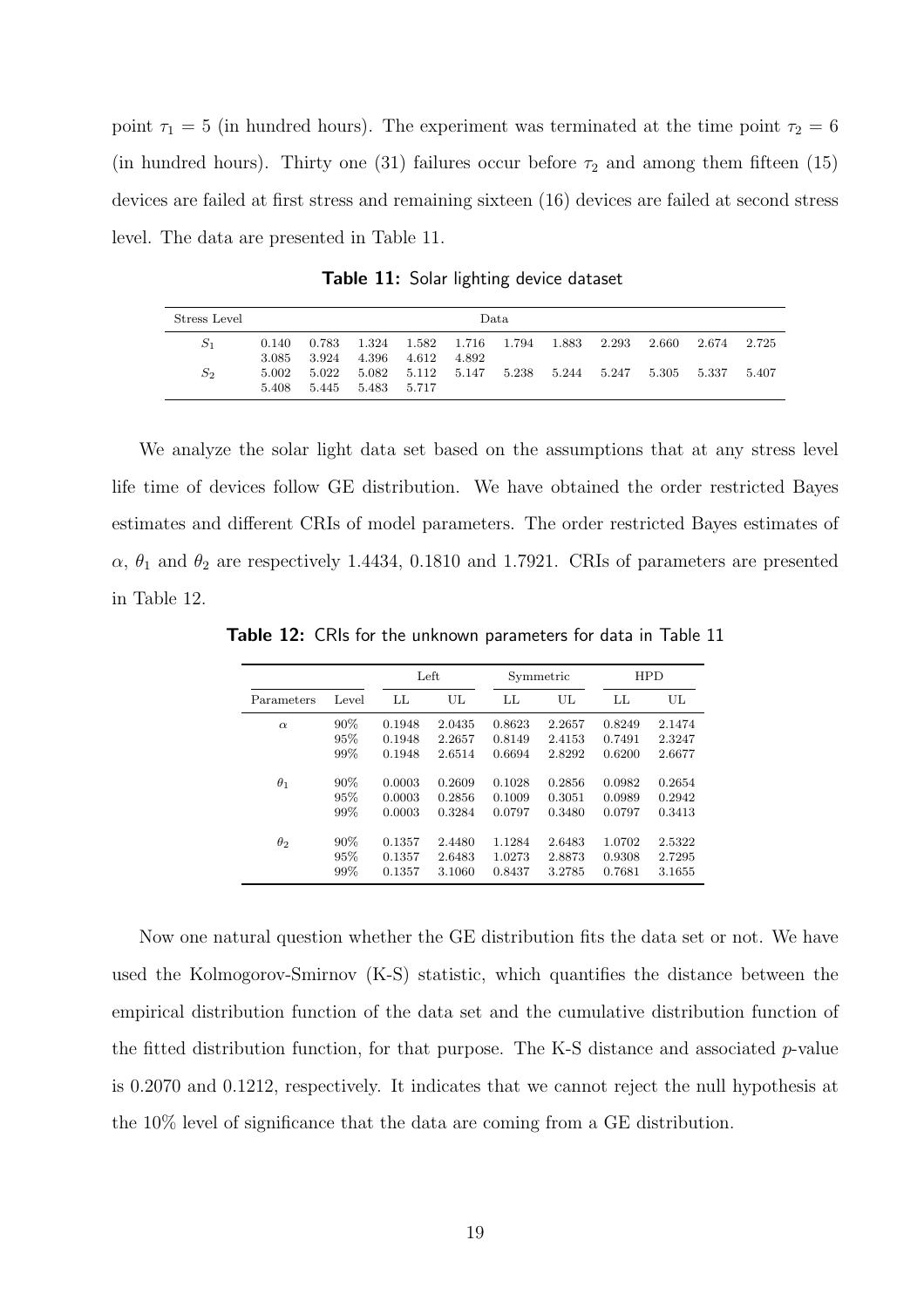point $\tau_1 = 5$ (in hundred hours). The experiment was terminated at the time point $\tau_2 = 6$ (in hundred hours). Thirty one (31) failures occur before $\tau_2$ and among them fifteen (15) devices are failed at first stress and remaining sixteen (16) devices are failed at second stress level. The data are presented in Table 11.

**Table 11:** Solar lighting device dataset

| Stress Level | Data | | | | | | | | | | |
|---|---|---|---|---|---|---|---|---|---|---|---|
| $S_1$ | 0.140 | 0.783 | 1.324 | 1.582 | 1.716 | 1.794 | 1.883 | 2.293 | 2.660 | 2.674 | 2.725 |
| | 3.085 | 3.924 | 4.396 | 4.612 | 4.892 | | | | | | |
| $S_2$ | 5.002 | 5.022 | 5.082 | 5.112 | 5.147 | 5.238 | 5.244 | 5.247 | 5.305 | 5.337 | 5.407 |
| | 5.408 | 5.445 | 5.483 | 5.717 | | | | | | | |

We analyze the solar light data set based on the assumptions that at any stress level life time of devices follow GE distribution. We have obtained the order restricted Bayes estimates and different CRIs of model parameters. The order restricted Bayes estimates of $\alpha$, $\theta_1$ and $\theta_2$ are respectively 1.4434, 0.1810 and 1.7921. CRIs of parameters are presented in Table 12.

**Table 12:** CRIs for the unknown parameters for data in Table 11

| | | Left | | Symmetric | | HPD | |
|---|---|---|---|---|---|---|---|
| Parameters | Level | LL | UL | LL | UL | LL | UL |
| $\alpha$ | 90% | 0.1948 | 2.0435 | 0.8623 | 2.2657 | 0.8249 | 2.1474 |
| | 95% | 0.1948 | 2.2657 | 0.8149 | 2.4153 | 0.7491 | 2.3247 |
| | 99% | 0.1948 | 2.6514 | 0.6694 | 2.8292 | 0.6200 | 2.6677 |
| $\theta_1$ | 90% | 0.0003 | 0.2609 | 0.1028 | 0.2856 | 0.0982 | 0.2654 |
| | 95% | 0.0003 | 0.2856 | 0.1009 | 0.3051 | 0.0989 | 0.2942 |
| | 99% | 0.0003 | 0.3284 | 0.0797 | 0.3480 | 0.0797 | 0.3413 |
| $\theta_2$ | 90% | 0.1357 | 2.4480 | 1.1284 | 2.6483 | 1.0702 | 2.5322 |
| | 95% | 0.1357 | 2.6483 | 1.0273 | 2.8873 | 0.9308 | 2.7295 |
| | 99% | 0.1357 | 3.1060 | 0.8437 | 3.2785 | 0.7681 | 3.1655 |

Now one natural question whether the GE distribution fits the data set or not. We have used the Kolmogorov-Smirnov (K-S) statistic, which quantifies the distance between the empirical distribution function of the data set and the cumulative distribution function of the fitted distribution function, for that purpose. The K-S distance and associated $p$-value is 0.2070 and 0.1212, respectively. It indicates that we cannot reject the null hypothesis at the 10% level of significance that the data are coming from a GE distribution.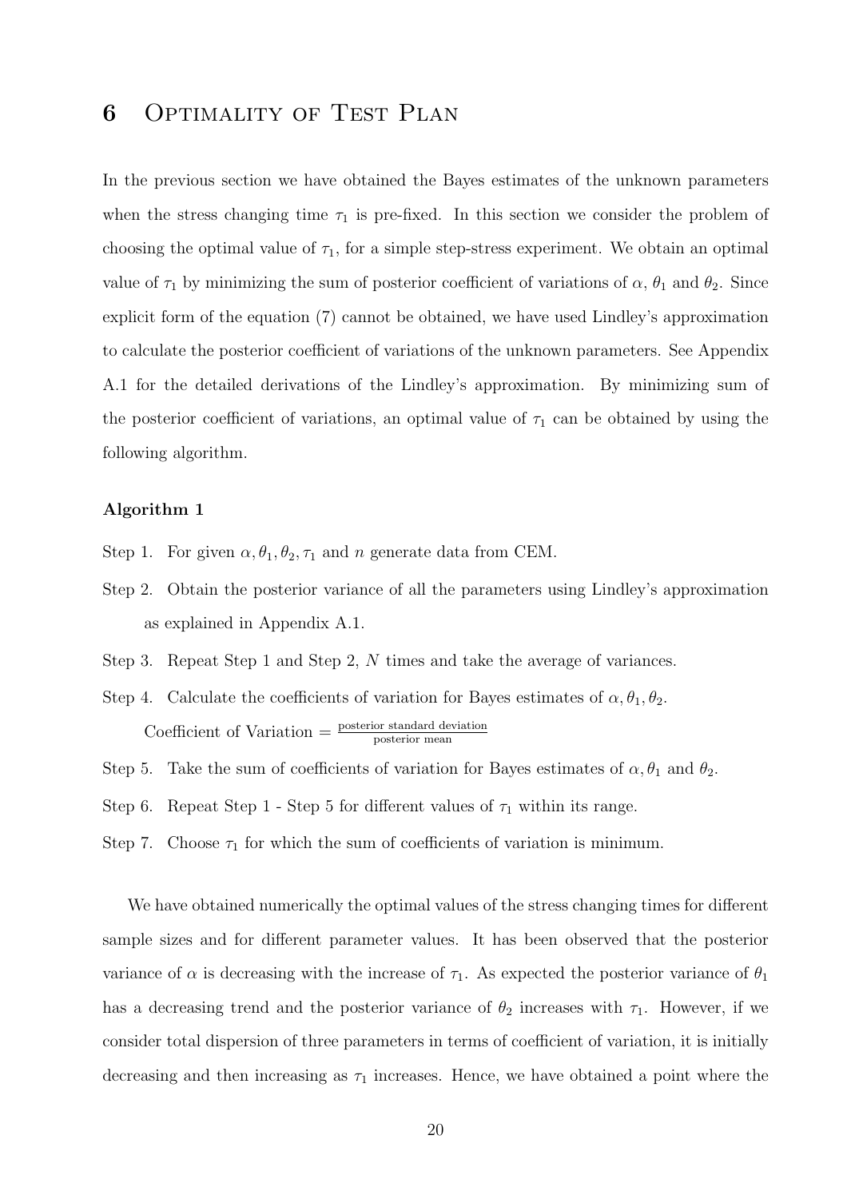# 6 Optimality of Test Plan

In the previous section we have obtained the Bayes estimates of the unknown parameters when the stress changing time $\tau_1$ is pre-fixed. In this section we consider the problem of choosing the optimal value of $\tau_1$, for a simple step-stress experiment. We obtain an optimal value of $\tau_1$ by minimizing the sum of posterior coefficient of variations of $\alpha$, $\theta_1$ and $\theta_2$. Since explicit form of the equation (7) cannot be obtained, we have used Lindley's approximation to calculate the posterior coefficient of variations of the unknown parameters. See Appendix A.1 for the detailed derivations of the Lindley's approximation. By minimizing sum of the posterior coefficient of variations, an optimal value of $\tau_1$ can be obtained by using the following algorithm.

**Algorithm 1**

Step 1. For given $\alpha, \theta_1, \theta_2, \tau_1$ and $n$ generate data from CEM.

Step 2. Obtain the posterior variance of all the parameters using Lindley's approximation as explained in Appendix A.1.

Step 3. Repeat Step 1 and Step 2, $N$ times and take the average of variances.

Step 4. Calculate the coefficients of variation for Bayes estimates of $\alpha, \theta_1, \theta_2$.

Coefficient of Variation $= \frac{\text{posterior standard deviation}}{\text{posterior mean}}$

Step 5. Take the sum of coefficients of variation for Bayes estimates of $\alpha, \theta_1$ and $\theta_2$.

Step 6. Repeat Step 1 - Step 5 for different values of $\tau_1$ within its range.

Step 7. Choose $\tau_1$ for which the sum of coefficients of variation is minimum.

We have obtained numerically the optimal values of the stress changing times for different sample sizes and for different parameter values. It has been observed that the posterior variance of $\alpha$ is decreasing with the increase of $\tau_1$. As expected the posterior variance of $\theta_1$ has a decreasing trend and the posterior variance of $\theta_2$ increases with $\tau_1$. However, if we consider total dispersion of three parameters in terms of coefficient of variation, it is initially decreasing and then increasing as $\tau_1$ increases. Hence, we have obtained a point where the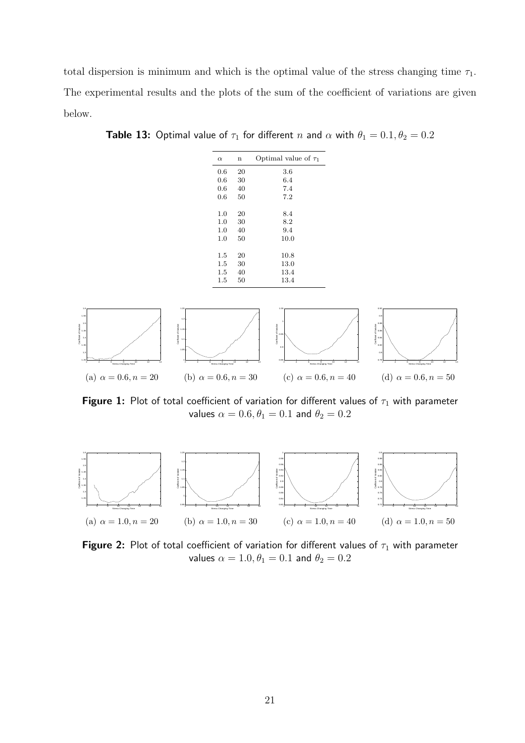total dispersion is minimum and which is the optimal value of the stress changing time $\tau_1$. The experimental results and the plots of the sum of the coefficient of variations are given below.

**Table 13:** Optimal value of $\tau_1$ for different $n$ and $\alpha$ with $\theta_1 = 0.1, \theta_2 = 0.2$

| $\alpha$ | n | Optimal value of $\tau_1$ |
|---|---|---|
| 0.6 | 20 | 3.6 |
| 0.6 | 30 | 6.4 |
| 0.6 | 40 | 7.4 |
| 0.6 | 50 | 7.2 |
| 1.0 | 20 | 8.4 |
| 1.0 | 30 | 8.2 |
| 1.0 | 40 | 9.4 |
| 1.0 | 50 | 10.0 |
| 1.5 | 20 | 10.8 |
| 1.5 | 30 | 13.0 |
| 1.5 | 40 | 13.4 |
| 1.5 | 50 | 13.4 |

(a) $\alpha = 0.6, n = 20$ (b) $\alpha = 0.6, n = 30$ (c) $\alpha = 0.6, n = 40$ (d) $\alpha = 0.6, n = 50$

**Figure 1:** Plot of total coefficient of variation for different values of $\tau_1$ with parameter values $\alpha = 0.6, \theta_1 = 0.1$ and $\theta_2 = 0.2$

(a) $\alpha = 1.0, n = 20$ (b) $\alpha = 1.0, n = 30$ (c) $\alpha = 1.0, n = 40$ (d) $\alpha = 1.0, n = 50$

**Figure 2:** Plot of total coefficient of variation for different values of $\tau_1$ with parameter values $\alpha = 1.0, \theta_1 = 0.1$ and $\theta_2 = 0.2$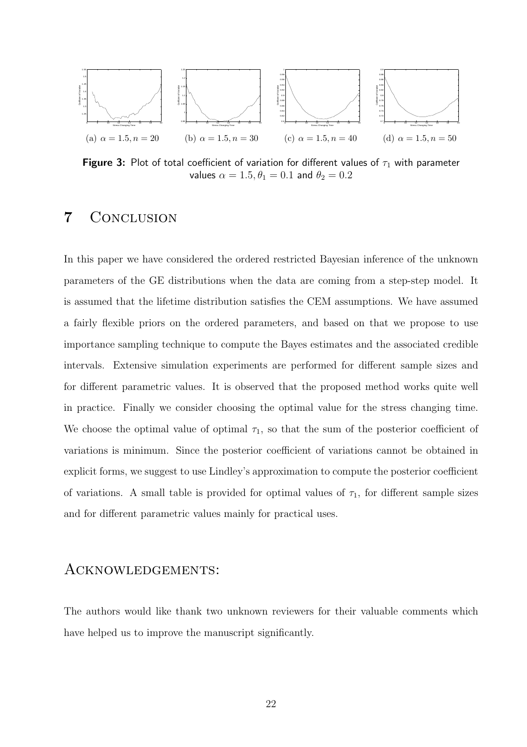(a) $\alpha = 1.5, n = 20$ (b) $\alpha = 1.5, n = 30$ (c) $\alpha = 1.5, n = 40$ (d) $\alpha = 1.5, n = 50$

**Figure 3:** Plot of total coefficient of variation for different values of $\tau_1$ with parameter values $\alpha = 1.5, \theta_1 = 0.1$ and $\theta_2 = 0.2$

# 7 Conclusion

In this paper we have considered the ordered restricted Bayesian inference of the unknown parameters of the GE distributions when the data are coming from a step-step model. It is assumed that the lifetime distribution satisfies the CEM assumptions. We have assumed a fairly flexible priors on the ordered parameters, and based on that we propose to use importance sampling technique to compute the Bayes estimates and the associated credible intervals. Extensive simulation experiments are performed for different sample sizes and for different parametric values. It is observed that the proposed method works quite well in practice. Finally we consider choosing the optimal value for the stress changing time. We choose the optimal value of optimal $\tau_1$, so that the sum of the posterior coefficient of variations is minimum. Since the posterior coefficient of variations cannot be obtained in explicit forms, we suggest to use Lindley's approximation to compute the posterior coefficient of variations. A small table is provided for optimal values of $\tau_1$, for different sample sizes and for different parametric values mainly for practical uses.

# Acknowledgements:

The authors would like thank two unknown reviewers for their valuable comments which have helped us to improve the manuscript significantly.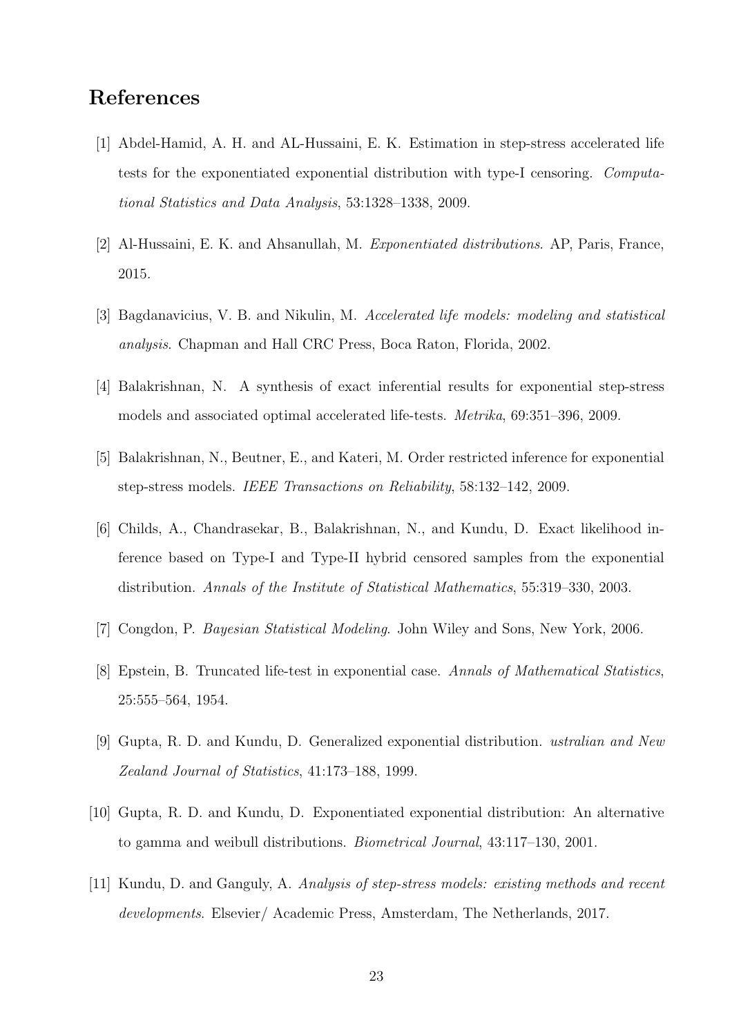## References

[1] Abdel-Hamid, A. H. and AL-Hussaini, E. K. Estimation in step-stress accelerated life tests for the exponentiated exponential distribution with type-I censoring. *Computational Statistics and Data Analysis*, 53:1328–1338, 2009.

[2] Al-Hussaini, E. K. and Ahsanullah, M. *Exponentiated distributions*. AP, Paris, France, 2015.

[3] Bagdanavicius, V. B. and Nikulin, M. *Accelerated life models: modeling and statistical analysis*. Chapman and Hall CRC Press, Boca Raton, Florida, 2002.

[4] Balakrishnan, N. A synthesis of exact inferential results for exponential step-stress models and associated optimal accelerated life-tests. *Metrika*, 69:351–396, 2009.

[5] Balakrishnan, N., Beutner, E., and Kateri, M. Order restricted inference for exponential step-stress models. *IEEE Transactions on Reliability*, 58:132–142, 2009.

[6] Childs, A., Chandrasekar, B., Balakrishnan, N., and Kundu, D. Exact likelihood inference based on Type-I and Type-II hybrid censored samples from the exponential distribution. *Annals of the Institute of Statistical Mathematics*, 55:319–330, 2003.

[7] Congdon, P. *Bayesian Statistical Modeling*. John Wiley and Sons, New York, 2006.

[8] Epstein, B. Truncated life-test in exponential case. *Annals of Mathematical Statistics*, 25:555–564, 1954.

[9] Gupta, R. D. and Kundu, D. Generalized exponential distribution. *ustralian and New Zealand Journal of Statistics*, 41:173–188, 1999.

[10] Gupta, R. D. and Kundu, D. Exponentiated exponential distribution: An alternative to gamma and weibull distributions. *Biometrical Journal*, 43:117–130, 2001.

[11] Kundu, D. and Ganguly, A. *Analysis of step-stress models: existing methods and recent developments*. Elsevier/ Academic Press, Amsterdam, The Netherlands, 2017.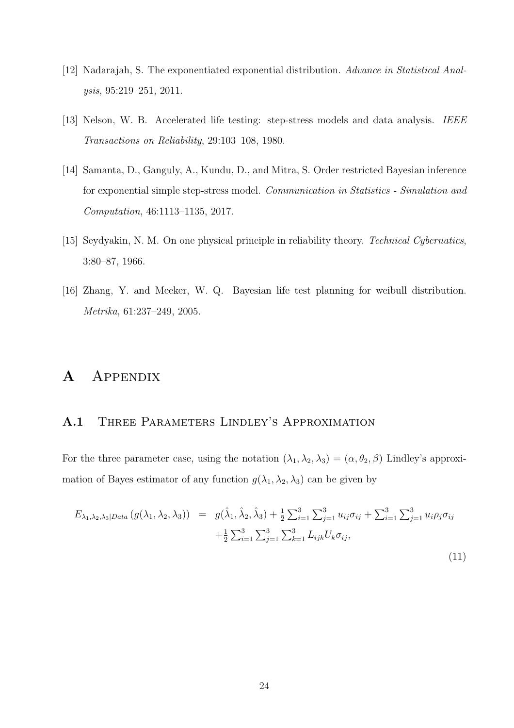[12] Nadarajah, S. The exponentiated exponential distribution. *Advance in Statistical Analysis*, 95:219–251, 2011.

[13] Nelson, W. B. Accelerated life testing: step-stress models and data analysis. *IEEE Transactions on Reliability*, 29:103–108, 1980.

[14] Samanta, D., Ganguly, A., Kundu, D., and Mitra, S. Order restricted Bayesian inference for exponential simple step-stress model. *Communication in Statistics - Simulation and Computation*, 46:1113–1135, 2017.

[15] Seydyakin, N. M. On one physical principle in reliability theory. *Technical Cybernatics*, 3:80–87, 1966.

[16] Zhang, Y. and Meeker, W. Q. Bayesian life test planning for weibull distribution. *Metrika*, 61:237–249, 2005.

# A Appendix

## A.1 Three Parameters Lindley's Approximation

For the three parameter case, using the notation $(\lambda_1, \lambda_2, \lambda_3) = (\alpha, \theta_2, \beta)$ Lindley's approximation of Bayes estimator of any function $g(\lambda_1, \lambda_2, \lambda_3)$ can be given by

$$
\begin{aligned}
E_{\lambda_1,\lambda_2,\lambda_3|Data}\left(g(\lambda_1, \lambda_2, \lambda_3)\right) \;=\; & g(\hat{\lambda}_1, \hat{\lambda}_2, \hat{\lambda}_3) + \tfrac{1}{2}\sum_{i=1}^{3}\sum_{j=1}^{3} u_{ij}\sigma_{ij} + \sum_{i=1}^{3}\sum_{j=1}^{3} u_i\rho_j\sigma_{ij} \\
& + \tfrac{1}{2}\sum_{i=1}^{3}\sum_{j=1}^{3}\sum_{k=1}^{3} L_{ijk}U_k\sigma_{ij},
\end{aligned} \tag{11}
$$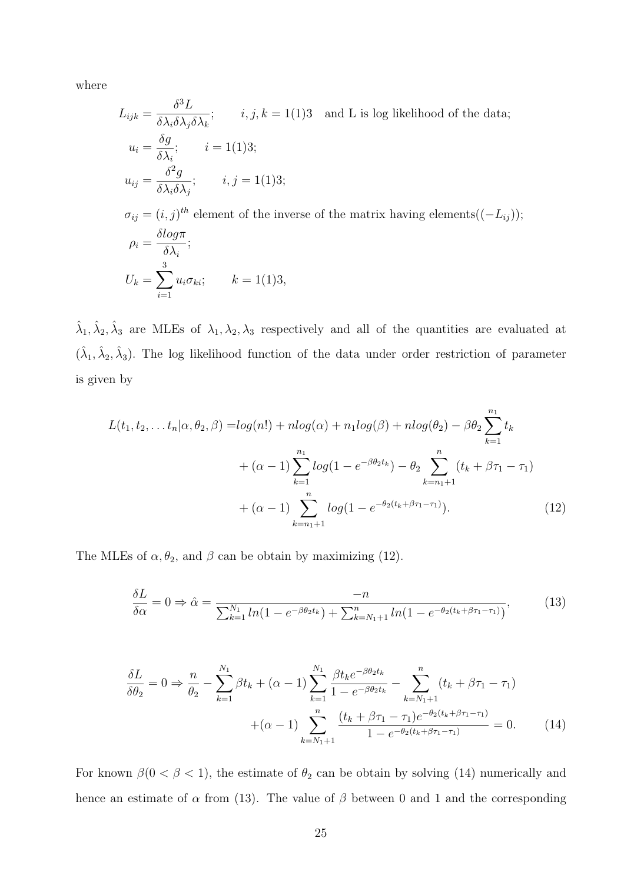where

$$
\begin{aligned}
L_{ijk} &= \frac{\delta^3 L}{\delta\lambda_i \delta\lambda_j \delta\lambda_k}; \qquad i,j,k = 1(1)3 \quad \text{and L is log likelihood of the data;} \\
u_i &= \frac{\delta g}{\delta\lambda_i}; \qquad i = 1(1)3; \\
u_{ij} &= \frac{\delta^2 g}{\delta\lambda_i \delta\lambda_j}; \qquad i,j = 1(1)3; \\
\sigma_{ij} &= (i,j)^{th} \text{ element of the inverse of the matrix having elements}((-L_{ij})); \\
\rho_i &= \frac{\delta log\pi}{\delta\lambda_i}; \\
U_k &= \sum_{i=1}^{3} u_i \sigma_{ki}; \qquad k = 1(1)3,
\end{aligned}
$$

$\hat{\lambda}_1, \hat{\lambda}_2, \hat{\lambda}_3$ are MLEs of $\lambda_1, \lambda_2, \lambda_3$ respectively and all of the quantities are evaluated at $(\hat{\lambda}_1, \hat{\lambda}_2, \hat{\lambda}_3)$. The log likelihood function of the data under order restriction of parameter is given by

$$
\begin{aligned}
L(t_1, t_2, \dots t_n|\alpha, \theta_2, \beta) =& log(n!) + nlog(\alpha) + n_1 log(\beta) + nlog(\theta_2) - \beta\theta_2 \sum_{k=1}^{n_1} t_k \\
&+ (\alpha - 1)\sum_{k=1}^{n_1} log(1 - e^{-\beta\theta_2 t_k}) - \theta_2 \sum_{k=n_1+1}^{n} (t_k + \beta\tau_1 - \tau_1) \\
&+ (\alpha - 1)\sum_{k=n_1+1}^{n} log(1 - e^{-\theta_2(t_k + \beta\tau_1 - \tau_1)}). \qquad (12)
\end{aligned}
$$

The MLEs of $\alpha, \theta_2$, and $\beta$ can be obtain by maximizing (12).

$$
\frac{\delta L}{\delta \alpha} = 0 \Rightarrow \hat{\alpha} = \frac{-n}{\sum_{k=1}^{N_1} ln(1 - e^{-\beta\theta_2 t_k}) + \sum_{k=N_1+1}^{n} ln(1 - e^{-\theta_2(t_k + \beta\tau_1 - \tau_1)})}, \qquad (13)
$$

$$
\begin{aligned}
\frac{\delta L}{\delta \theta_2} = 0 \Rightarrow \frac{n}{\theta_2} - \sum_{k=1}^{N_1} \beta t_k + (\alpha - 1)\sum_{k=1}^{N_1} \frac{\beta t_k e^{-\beta\theta_2 t_k}}{1 - e^{-\beta\theta_2 t_k}} - \sum_{k=N_1+1}^{n} (t_k + \beta\tau_1 - \tau_1) \\
+(\alpha - 1)\sum_{k=N_1+1}^{n} \frac{(t_k + \beta\tau_1 - \tau_1)e^{-\theta_2(t_k + \beta\tau_1 - \tau_1)}}{1 - e^{-\theta_2(t_k + \beta\tau_1 - \tau_1)}} = 0. \qquad (14)
\end{aligned}
$$

For known $\beta (0 < \beta < 1)$, the estimate of $\theta_2$ can be obtain by solving (14) numerically and hence an estimate of $\alpha$ from (13). The value of $\beta$ between 0 and 1 and the corresponding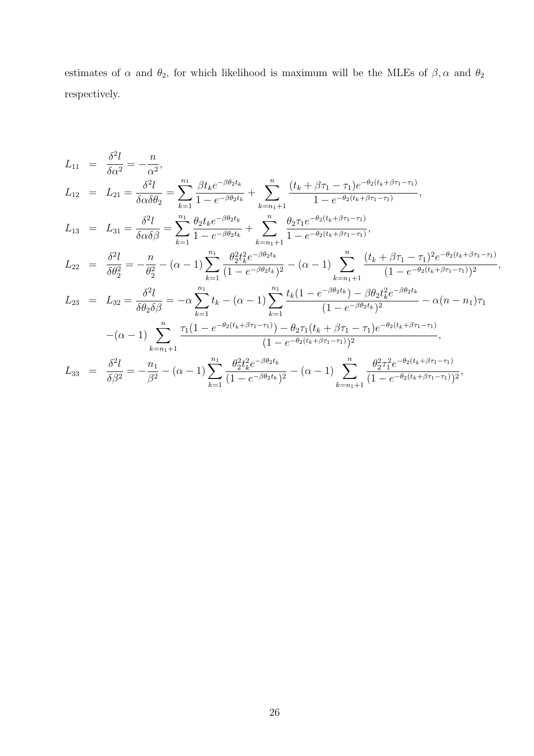estimates of $\alpha$ and $\theta_2$, for which likelihood is maximum will be the MLEs of $\beta, \alpha$ and $\theta_2$ respectively.

$$
\begin{aligned}
L_{11} &= \frac{\delta^2 l}{\delta \alpha^2} = -\frac{n}{\alpha^2}, \\
L_{12} &= L_{21} = \frac{\delta^2 l}{\delta \alpha \delta \theta_2} = \sum_{k=1}^{n_1} \frac{\beta t_k e^{-\beta \theta_2 t_k}}{1 - e^{-\beta \theta_2 t_k}} + \sum_{k=n_1+1}^{n} \frac{(t_k + \beta \tau_1 - \tau_1) e^{-\theta_2 (t_k + \beta \tau_1 - \tau_1)}}{1 - e^{-\theta_2 (t_k + \beta \tau_1 - \tau_1)}}, \\
L_{13} &= L_{31} = \frac{\delta^2 l}{\delta \alpha \delta \beta} = \sum_{k=1}^{n_1} \frac{\theta_2 t_k e^{-\beta \theta_2 t_k}}{1 - e^{-\beta \theta_2 t_k}} + \sum_{k=n_1+1}^{n} \frac{\theta_2 \tau_1 e^{-\theta_2 (t_k + \beta \tau_1 - \tau_1)}}{1 - e^{-\theta_2 (t_k + \beta \tau_1 - \tau_1)}}, \\
L_{22} &= \frac{\delta^2 l}{\delta \theta_2^2} = -\frac{n}{\theta_2^2} - (\alpha - 1) \sum_{k=1}^{n_1} \frac{\theta_2^2 t_k^2 e^{-\beta \theta_2 t_k}}{(1 - e^{-\beta \theta_2 t_k})^2} - (\alpha - 1) \sum_{k=n_1+1}^{n} \frac{(t_k + \beta \tau_1 - \tau_1)^2 e^{-\theta_2 (t_k + \beta \tau_1 - \tau_1)}}{(1 - e^{-\theta_2 (t_k + \beta \tau_1 - \tau_1)})^2}, \\
L_{23} &= L_{32} = \frac{\delta^2 l}{\delta \theta_2 \delta \beta} = -\alpha \sum_{k=1}^{n_1} t_k - (\alpha - 1) \sum_{k=1}^{n_1} \frac{t_k (1 - e^{-\beta \theta_2 t_k}) - \beta \theta_2 t_k^2 e^{-\beta \theta_2 t_k}}{(1 - e^{-\beta \theta_2 t_k})^2} - \alpha (n - n_1) \tau_1 \\
&\quad - (\alpha - 1) \sum_{k=n_1+1}^{n} \frac{\tau_1 (1 - e^{-\theta_2 (t_k + \beta \tau_1 - \tau_1)}) - \theta_2 \tau_1 (t_k + \beta \tau_1 - \tau_1) e^{-\theta_2 (t_k + \beta \tau_1 - \tau_1)}}{(1 - e^{-\theta_2 (t_k + \beta \tau_1 - \tau_1)})^2}, \\
L_{33} &= \frac{\delta^2 l}{\delta \beta^2} = -\frac{n_1}{\beta^2} - (\alpha - 1) \sum_{k=1}^{n_1} \frac{\theta_2^2 t_k^2 e^{-\beta \theta_2 t_k}}{(1 - e^{-\beta \theta_2 t_k})^2} - (\alpha - 1) \sum_{k=n_1+1}^{n} \frac{\theta_2^2 \tau_1^2 e^{-\theta_2 (t_k + \beta \tau_1 - \tau_1)}}{(1 - e^{-\theta_2 (t_k + \beta \tau_1 - \tau_1)})^2},
\end{aligned}
$$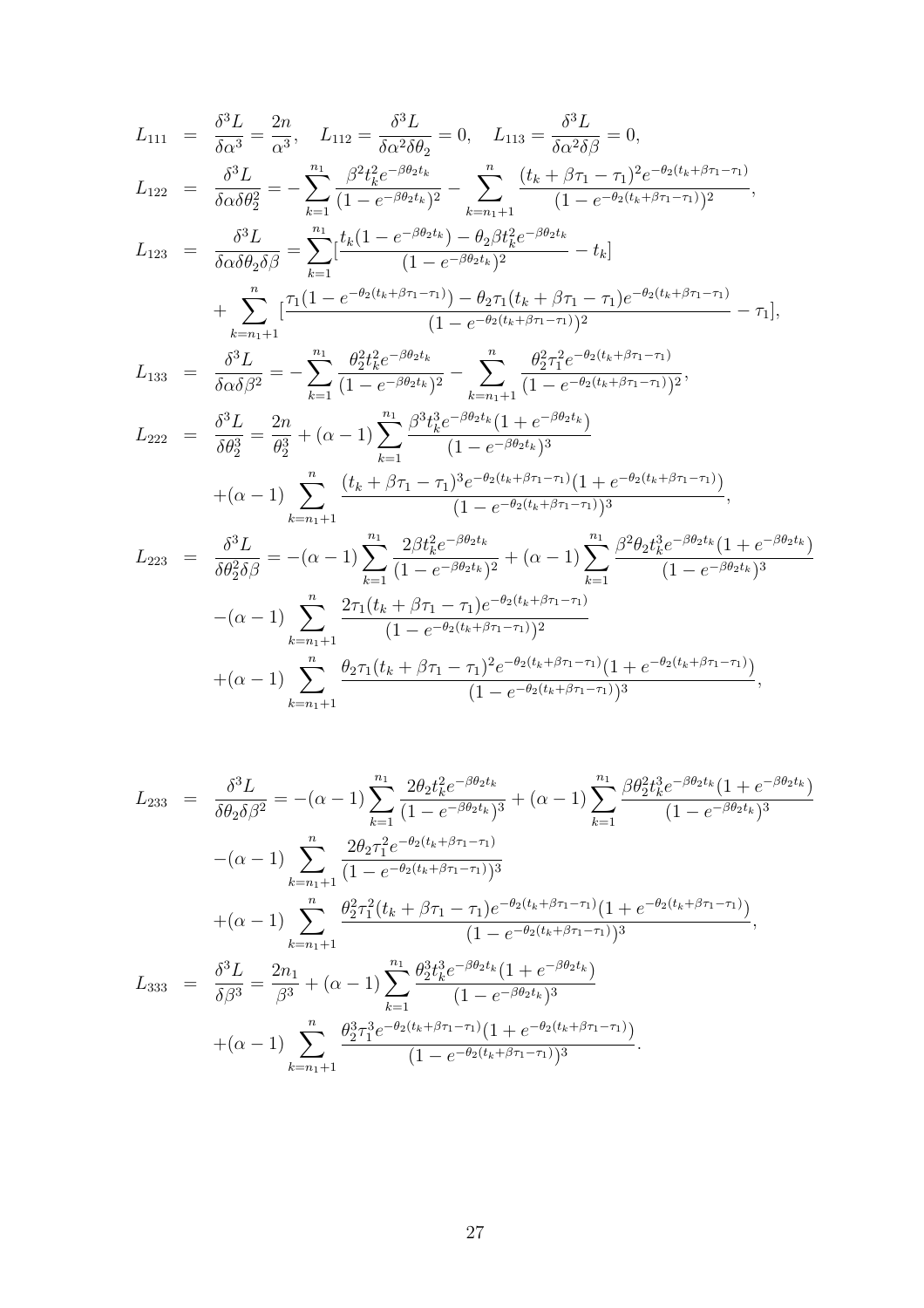$$
\begin{aligned}
L_{111} &= \frac{\delta^3 L}{\delta \alpha^3} = \frac{2n}{\alpha^3}, \quad L_{112} = \frac{\delta^3 L}{\delta \alpha^2 \delta \theta_2} = 0, \quad L_{113} = \frac{\delta^3 L}{\delta \alpha^2 \delta \beta} = 0, \\
L_{122} &= \frac{\delta^3 L}{\delta \alpha \delta \theta_2^2} = -\sum_{k=1}^{n_1} \frac{\beta^2 t_k^2 e^{-\beta\theta_2 t_k}}{(1-e^{-\beta\theta_2 t_k})^2} - \sum_{k=n_1+1}^{n} \frac{(t_k+\beta\tau_1-\tau_1)^2 e^{-\theta_2(t_k+\beta\tau_1-\tau_1)}}{(1-e^{-\theta_2(t_k+\beta\tau_1-\tau_1)})^2}, \\
L_{123} &= \frac{\delta^3 L}{\delta \alpha \delta \theta_2 \delta \beta} = \sum_{k=1}^{n_1} [\frac{t_k(1-e^{-\beta\theta_2 t_k}) - \theta_2 \beta t_k^2 e^{-\beta\theta_2 t_k}}{(1-e^{-\beta\theta_2 t_k})^2} - t_k] \\
&+ \sum_{k=n_1+1}^{n} [\frac{\tau_1(1-e^{-\theta_2(t_k+\beta\tau_1-\tau_1)}) - \theta_2\tau_1(t_k+\beta\tau_1-\tau_1)e^{-\theta_2(t_k+\beta\tau_1-\tau_1)}}{(1-e^{-\theta_2(t_k+\beta\tau_1-\tau_1)})^2} - \tau_1], \\
L_{133} &= \frac{\delta^3 L}{\delta \alpha \delta \beta^2} = -\sum_{k=1}^{n_1} \frac{\theta_2^2 t_k^2 e^{-\beta\theta_2 t_k}}{(1-e^{-\beta\theta_2 t_k})^2} - \sum_{k=n_1+1}^{n} \frac{\theta_2^2 \tau_1^2 e^{-\theta_2(t_k+\beta\tau_1-\tau_1)}}{(1-e^{-\theta_2(t_k+\beta\tau_1-\tau_1)})^2}, \\
L_{222} &= \frac{\delta^3 L}{\delta \theta_2^3} = \frac{2n}{\theta_2^3} + (\alpha-1)\sum_{k=1}^{n_1} \frac{\beta^3 t_k^3 e^{-\beta\theta_2 t_k}(1+e^{-\beta\theta_2 t_k})}{(1-e^{-\beta\theta_2 t_k})^3} \\
&+ (\alpha-1)\sum_{k=n_1+1}^{n} \frac{(t_k+\beta\tau_1-\tau_1)^3 e^{-\theta_2(t_k+\beta\tau_1-\tau_1)}(1+e^{-\theta_2(t_k+\beta\tau_1-\tau_1)})}{(1-e^{-\theta_2(t_k+\beta\tau_1-\tau_1)})^3}, \\
L_{223} &= \frac{\delta^3 L}{\delta \theta_2^2 \delta \beta} = -(\alpha-1)\sum_{k=1}^{n_1} \frac{2\beta t_k^2 e^{-\beta\theta_2 t_k}}{(1-e^{-\beta\theta_2 t_k})^2} + (\alpha-1)\sum_{k=1}^{n_1} \frac{\beta^2\theta_2 t_k^3 e^{-\beta\theta_2 t_k}(1+e^{-\beta\theta_2 t_k})}{(1-e^{-\beta\theta_2 t_k})^3} \\
&- (\alpha-1)\sum_{k=n_1+1}^{n} \frac{2\tau_1(t_k+\beta\tau_1-\tau_1)e^{-\theta_2(t_k+\beta\tau_1-\tau_1)}}{(1-e^{-\theta_2(t_k+\beta\tau_1-\tau_1)})^2} \\
&+ (\alpha-1)\sum_{k=n_1+1}^{n} \frac{\theta_2\tau_1(t_k+\beta\tau_1-\tau_1)^2 e^{-\theta_2(t_k+\beta\tau_1-\tau_1)}(1+e^{-\theta_2(t_k+\beta\tau_1-\tau_1)})}{(1-e^{-\theta_2(t_k+\beta\tau_1-\tau_1)})^3},
\end{aligned}
$$

$$
\begin{aligned}
L_{233} &= \frac{\delta^3 L}{\delta \theta_2 \delta \beta^2} = -(\alpha-1)\sum_{k=1}^{n_1} \frac{2\theta_2 t_k^2 e^{-\beta\theta_2 t_k}}{(1-e^{-\beta\theta_2 t_k})^3} + (\alpha-1)\sum_{k=1}^{n_1} \frac{\beta\theta_2^2 t_k^3 e^{-\beta\theta_2 t_k}(1+e^{-\beta\theta_2 t_k})}{(1-e^{-\beta\theta_2 t_k})^3} \\
&- (\alpha-1)\sum_{k=n_1+1}^{n} \frac{2\theta_2\tau_1^2 e^{-\theta_2(t_k+\beta\tau_1-\tau_1)}}{(1-e^{-\theta_2(t_k+\beta\tau_1-\tau_1)})^3} \\
&+ (\alpha-1)\sum_{k=n_1+1}^{n} \frac{\theta_2^2\tau_1^2(t_k+\beta\tau_1-\tau_1)e^{-\theta_2(t_k+\beta\tau_1-\tau_1)}(1+e^{-\theta_2(t_k+\beta\tau_1-\tau_1)})}{(1-e^{-\theta_2(t_k+\beta\tau_1-\tau_1)})^3}, \\
L_{333} &= \frac{\delta^3 L}{\delta \beta^3} = \frac{2n_1}{\beta^3} + (\alpha-1)\sum_{k=1}^{n_1} \frac{\theta_2^3 t_k^3 e^{-\beta\theta_2 t_k}(1+e^{-\beta\theta_2 t_k})}{(1-e^{-\beta\theta_2 t_k})^3} \\
&+ (\alpha-1)\sum_{k=n_1+1}^{n} \frac{\theta_2^3\tau_1^3 e^{-\theta_2(t_k+\beta\tau_1-\tau_1)}(1+e^{-\theta_2(t_k+\beta\tau_1-\tau_1)})}{(1-e^{-\theta_2(t_k+\beta\tau_1-\tau_1)})^3}.
\end{aligned}
$$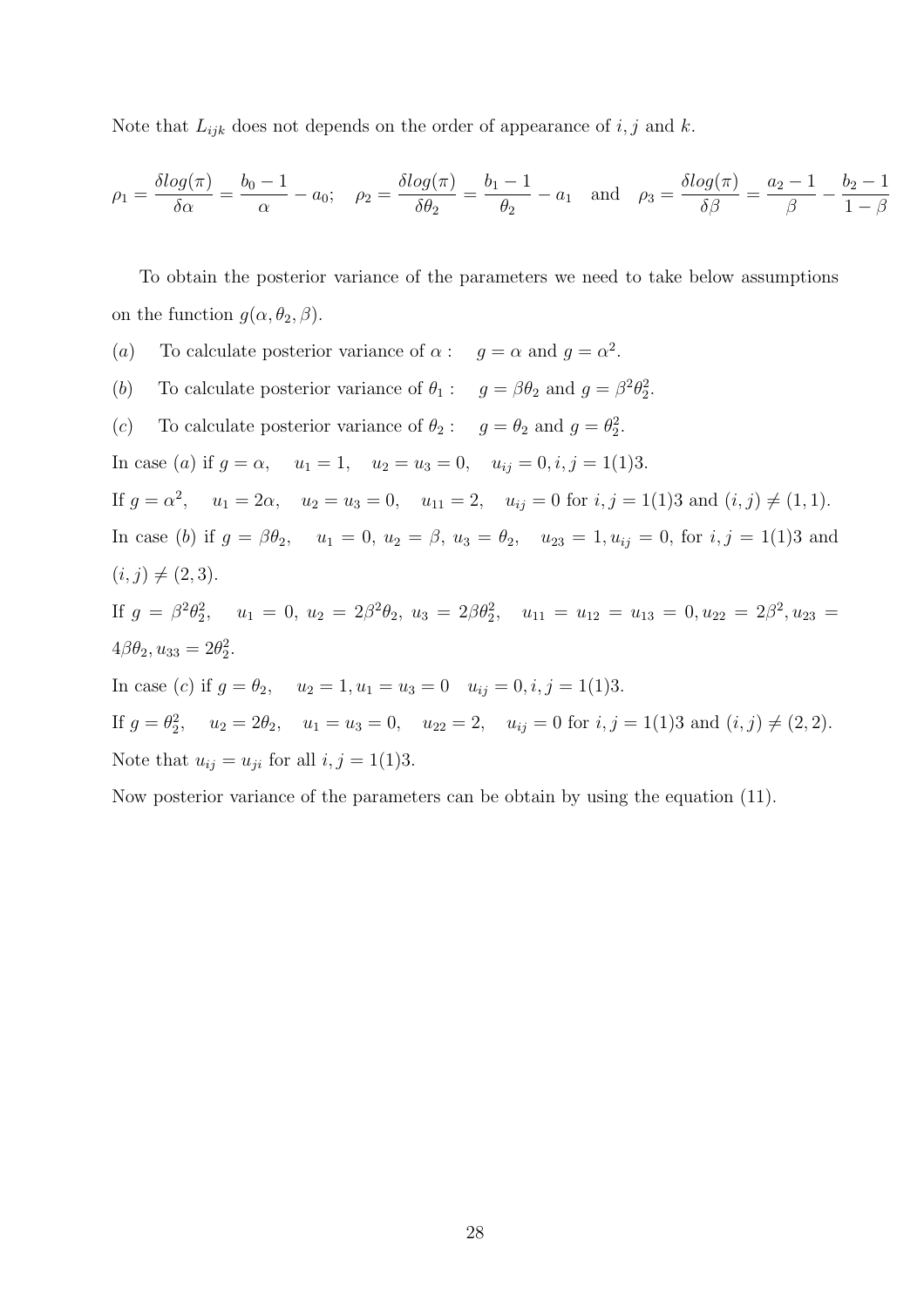Note that $L_{ijk}$ does not depends on the order of appearance of $i, j$ and $k$.

$$\rho_1 = \frac{\delta log(\pi)}{\delta\alpha} = \frac{b_0 - 1}{\alpha} - a_0; \quad \rho_2 = \frac{\delta log(\pi)}{\delta\theta_2} = \frac{b_1 - 1}{\theta_2} - a_1 \quad \text{and} \quad \rho_3 = \frac{\delta log(\pi)}{\delta\beta} = \frac{a_2 - 1}{\beta} - \frac{b_2 - 1}{1 - \beta}$$

To obtain the posterior variance of the parameters we need to take below assumptions on the function $g(\alpha, \theta_2, \beta)$.

$(a)$ To calculate posterior variance of $\alpha$ : $g = \alpha$ and $g = \alpha^2$.

$(b)$ To calculate posterior variance of $\theta_1$ : $g = \beta\theta_2$ and $g = \beta^2\theta_2^2$.

$(c)$ To calculate posterior variance of $\theta_2$ : $g = \theta_2$ and $g = \theta_2^2$.

In case $(a)$ if $g = \alpha$, $u_1 = 1$, $u_2 = u_3 = 0$, $u_{ij} = 0, i, j = 1(1)3$.

If $g = \alpha^2$, $u_1 = 2\alpha$, $u_2 = u_3 = 0$, $u_{11} = 2$, $u_{ij} = 0$ for $i, j = 1(1)3$ and $(i, j) \neq (1, 1)$.

In case $(b)$ if $g = \beta\theta_2$, $u_1 = 0$, $u_2 = \beta$, $u_3 = \theta_2$, $u_{23} = 1, u_{ij} = 0$, for $i, j = 1(1)3$ and $(i, j) \neq (2, 3)$.

If $g = \beta^2\theta_2^2$, $u_1 = 0$, $u_2 = 2\beta^2\theta_2$, $u_3 = 2\beta\theta_2^2$, $u_{11} = u_{12} = u_{13} = 0, u_{22} = 2\beta^2, u_{23} = 4\beta\theta_2, u_{33} = 2\theta_2^2$.

In case $(c)$ if $g = \theta_2$, $u_2 = 1, u_1 = u_3 = 0$ $u_{ij} = 0, i, j = 1(1)3$.

If $g = \theta_2^2$, $u_2 = 2\theta_2$, $u_1 = u_3 = 0$, $u_{22} = 2$, $u_{ij} = 0$ for $i, j = 1(1)3$ and $(i, j) \neq (2, 2)$.

Note that $u_{ij} = u_{ji}$ for all $i, j = 1(1)3$.

Now posterior variance of the parameters can be obtain by using the equation (11).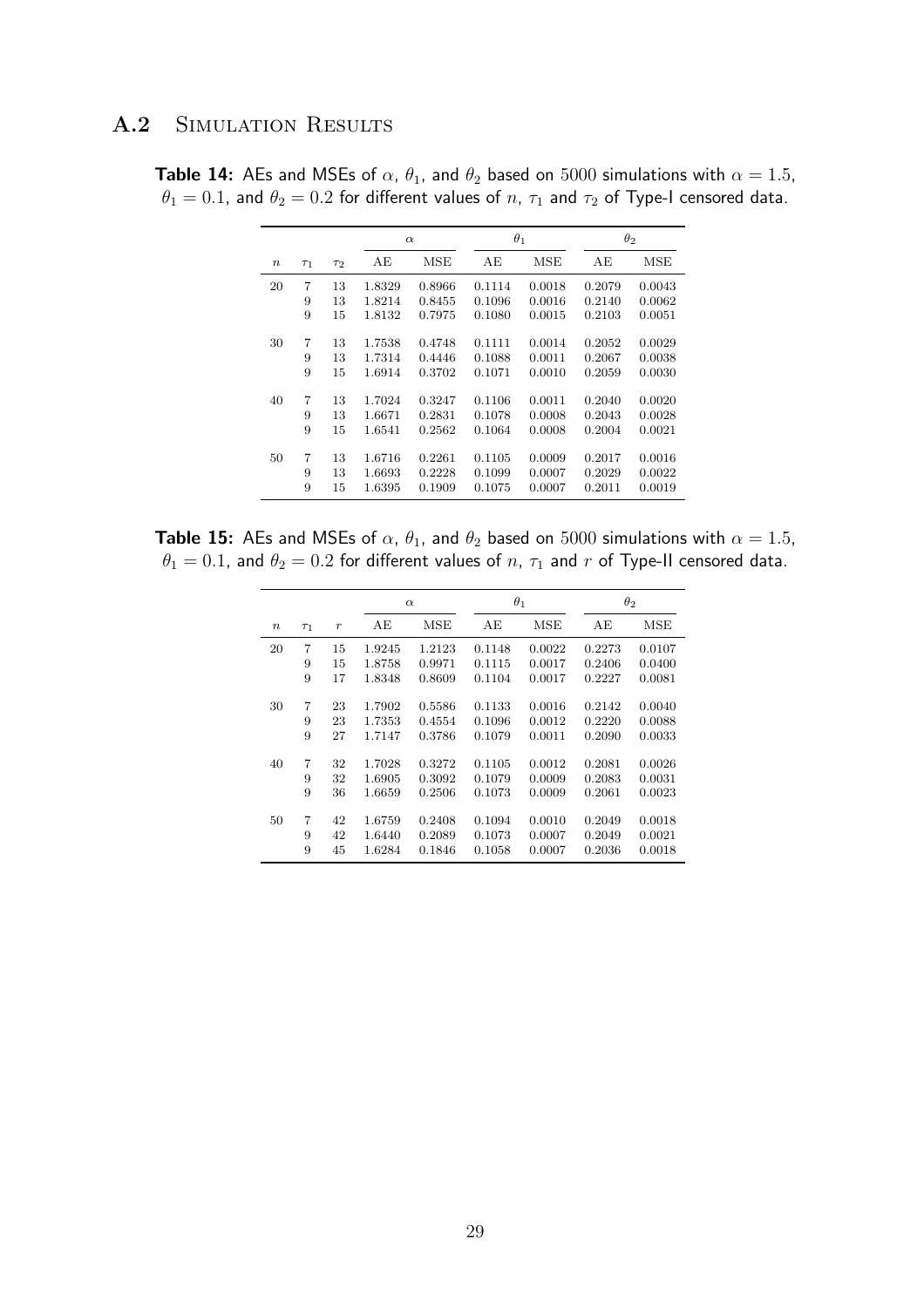## A.2 Simulation Results

**Table 14:** AEs and MSEs of $\alpha$, $\theta_1$, and $\theta_2$ based on 5000 simulations with $\alpha = 1.5$, $\theta_1 = 0.1$, and $\theta_2 = 0.2$ for different values of $n$, $\tau_1$ and $\tau_2$ of Type-I censored data.

| | | | $\alpha$ | | $\theta_1$ | | $\theta_2$ | |
|---|---|---|---|---|---|---|---|---|
| $n$ | $\tau_1$ | $\tau_2$ | AE | MSE | AE | MSE | AE | MSE |
| 20 | 7 | 13 | 1.8329 | 0.8966 | 0.1114 | 0.0018 | 0.2079 | 0.0043 |
| | 9 | 13 | 1.8214 | 0.8455 | 0.1096 | 0.0016 | 0.2140 | 0.0062 |
| | 9 | 15 | 1.8132 | 0.7975 | 0.1080 | 0.0015 | 0.2103 | 0.0051 |
| 30 | 7 | 13 | 1.7538 | 0.4748 | 0.1111 | 0.0014 | 0.2052 | 0.0029 |
| | 9 | 13 | 1.7314 | 0.4446 | 0.1088 | 0.0011 | 0.2067 | 0.0038 |
| | 9 | 15 | 1.6914 | 0.3702 | 0.1071 | 0.0010 | 0.2059 | 0.0030 |
| 40 | 7 | 13 | 1.7024 | 0.3247 | 0.1106 | 0.0011 | 0.2040 | 0.0020 |
| | 9 | 13 | 1.6671 | 0.2831 | 0.1078 | 0.0008 | 0.2043 | 0.0028 |
| | 9 | 15 | 1.6541 | 0.2562 | 0.1064 | 0.0008 | 0.2004 | 0.0021 |
| 50 | 7 | 13 | 1.6716 | 0.2261 | 0.1105 | 0.0009 | 0.2017 | 0.0016 |
| | 9 | 13 | 1.6693 | 0.2228 | 0.1099 | 0.0007 | 0.2029 | 0.0022 |
| | 9 | 15 | 1.6395 | 0.1909 | 0.1075 | 0.0007 | 0.2011 | 0.0019 |

**Table 15:** AEs and MSEs of $\alpha$, $\theta_1$, and $\theta_2$ based on 5000 simulations with $\alpha = 1.5$, $\theta_1 = 0.1$, and $\theta_2 = 0.2$ for different values of $n$, $\tau_1$ and $r$ of Type-II censored data.

| | | | $\alpha$ | | $\theta_1$ | | $\theta_2$ | |
|---|---|---|---|---|---|---|---|---|
| $n$ | $\tau_1$ | $r$ | AE | MSE | AE | MSE | AE | MSE |
| 20 | 7 | 15 | 1.9245 | 1.2123 | 0.1148 | 0.0022 | 0.2273 | 0.0107 |
| | 9 | 15 | 1.8758 | 0.9971 | 0.1115 | 0.0017 | 0.2406 | 0.0400 |
| | 9 | 17 | 1.8348 | 0.8609 | 0.1104 | 0.0017 | 0.2227 | 0.0081 |
| 30 | 7 | 23 | 1.7902 | 0.5586 | 0.1133 | 0.0016 | 0.2142 | 0.0040 |
| | 9 | 23 | 1.7353 | 0.4554 | 0.1096 | 0.0012 | 0.2220 | 0.0088 |
| | 9 | 27 | 1.7147 | 0.3786 | 0.1079 | 0.0011 | 0.2090 | 0.0033 |
| 40 | 7 | 32 | 1.7028 | 0.3272 | 0.1105 | 0.0012 | 0.2081 | 0.0026 |
| | 9 | 32 | 1.6905 | 0.3092 | 0.1079 | 0.0009 | 0.2083 | 0.0031 |
| | 9 | 36 | 1.6659 | 0.2506 | 0.1073 | 0.0009 | 0.2061 | 0.0023 |
| 50 | 7 | 42 | 1.6759 | 0.2408 | 0.1094 | 0.0010 | 0.2049 | 0.0018 |
| | 9 | 42 | 1.6440 | 0.2089 | 0.1073 | 0.0007 | 0.2049 | 0.0021 |
| | 9 | 45 | 1.6284 | 0.1846 | 0.1058 | 0.0007 | 0.2036 | 0.0018 |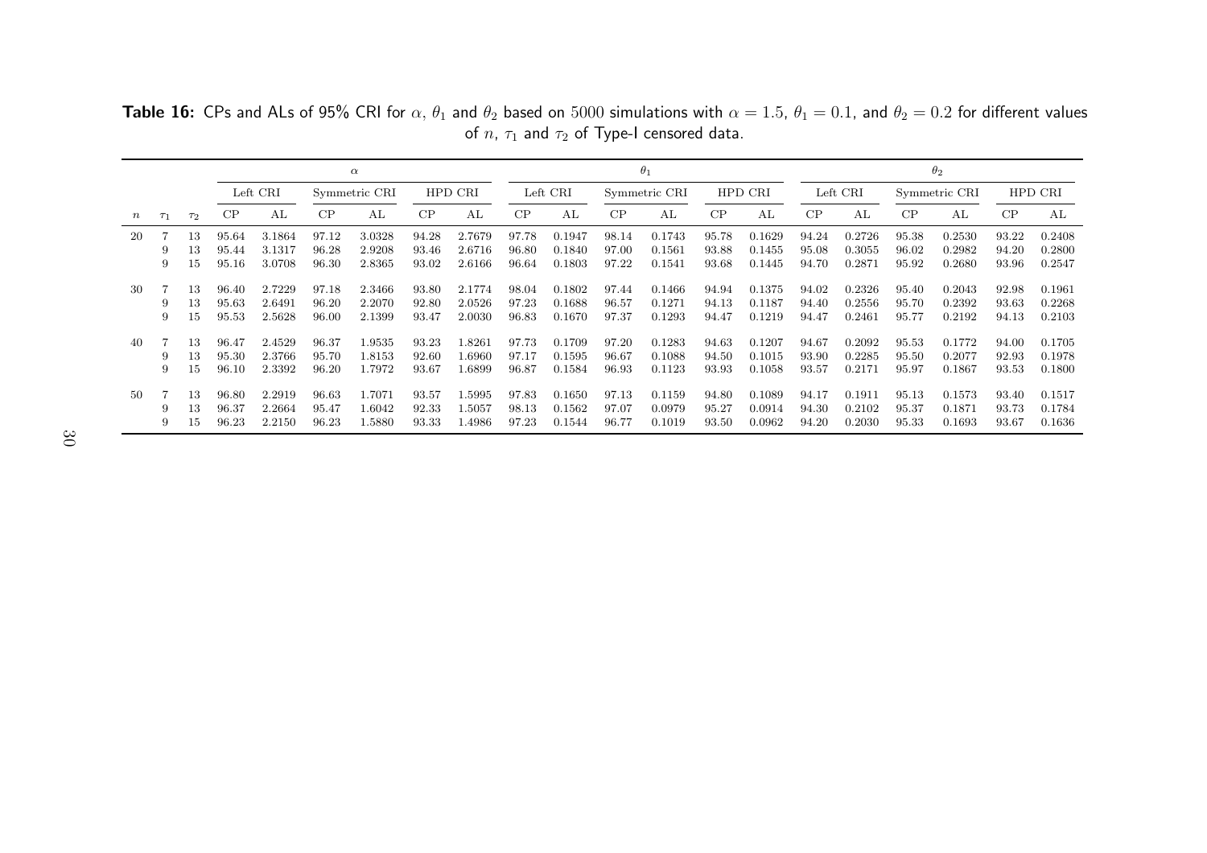**Table 16:** CPs and ALs of 95% CRI for $\alpha$, $\theta_1$ and $\theta_2$ based on 5000 simulations with $\alpha = 1.5$, $\theta_1 = 0.1$, and $\theta_2 = 0.2$ for different values of $n$, $\tau_1$ and $\tau_2$ of Type-I censored data.

| | | | $\alpha$ | | | | | | $\theta_1$ | | | | | | $\theta_2$ | | | | | |
|---|---|---|---|---|---|---|---|---|---|---|---|---|---|---|---|---|---|---|---|---|
| | | | Left CRI | | Symmetric CRI | | HPD CRI | | Left CRI | | Symmetric CRI | | HPD CRI | | Left CRI | | Symmetric CRI | | HPD CRI | |
| $n$ | $\tau_1$ | $\tau_2$ | CP | AL | CP | AL | CP | AL | CP | AL | CP | AL | CP | AL | CP | AL | CP | AL | CP | AL |
| 20 | 7 | 13 | 95.64 | 3.1864 | 97.12 | 3.0328 | 94.28 | 2.7679 | 97.78 | 0.1947 | 98.14 | 0.1743 | 95.78 | 0.1629 | 94.24 | 0.2726 | 95.38 | 0.2530 | 93.22 | 0.2408 |
| | 9 | 13 | 95.44 | 3.1317 | 96.28 | 2.9208 | 93.46 | 2.6716 | 96.80 | 0.1840 | 97.00 | 0.1561 | 93.88 | 0.1455 | 95.08 | 0.3055 | 96.02 | 0.2982 | 94.20 | 0.2800 |
| | 9 | 15 | 95.16 | 3.0708 | 96.30 | 2.8365 | 93.02 | 2.6166 | 96.64 | 0.1803 | 97.22 | 0.1541 | 93.68 | 0.1445 | 94.70 | 0.2871 | 95.92 | 0.2680 | 93.96 | 0.2547 |
| 30 | 7 | 13 | 96.40 | 2.7229 | 97.18 | 2.3466 | 93.80 | 2.1774 | 98.04 | 0.1802 | 97.44 | 0.1466 | 94.94 | 0.1375 | 94.02 | 0.2326 | 95.40 | 0.2043 | 92.98 | 0.1961 |
| | 9 | 13 | 95.63 | 2.6491 | 96.20 | 2.2070 | 92.80 | 2.0526 | 97.23 | 0.1688 | 96.57 | 0.1271 | 94.13 | 0.1187 | 94.40 | 0.2556 | 95.70 | 0.2392 | 93.63 | 0.2268 |
| | 9 | 15 | 95.53 | 2.5628 | 96.00 | 2.1399 | 93.47 | 2.0030 | 96.83 | 0.1670 | 97.37 | 0.1293 | 94.47 | 0.1219 | 94.47 | 0.2461 | 95.77 | 0.2192 | 94.13 | 0.2103 |
| 40 | 7 | 13 | 96.47 | 2.4529 | 96.37 | 1.9535 | 93.23 | 1.8261 | 97.73 | 0.1709 | 97.20 | 0.1283 | 94.63 | 0.1207 | 94.67 | 0.2092 | 95.53 | 0.1772 | 94.00 | 0.1705 |
| | 9 | 13 | 95.30 | 2.3766 | 95.70 | 1.8153 | 92.60 | 1.6960 | 97.17 | 0.1595 | 96.67 | 0.1088 | 94.50 | 0.1015 | 93.90 | 0.2285 | 95.50 | 0.2077 | 92.93 | 0.1978 |
| | 9 | 15 | 96.10 | 2.3392 | 96.20 | 1.7972 | 93.67 | 1.6899 | 96.87 | 0.1584 | 96.93 | 0.1123 | 93.93 | 0.1058 | 93.57 | 0.2171 | 95.97 | 0.1867 | 93.53 | 0.1800 |
| 50 | 7 | 13 | 96.80 | 2.2919 | 96.63 | 1.7071 | 93.57 | 1.5995 | 97.83 | 0.1650 | 97.13 | 0.1159 | 94.80 | 0.1089 | 94.17 | 0.1911 | 95.13 | 0.1573 | 93.40 | 0.1517 |
| | 9 | 13 | 96.37 | 2.2664 | 95.47 | 1.6042 | 92.33 | 1.5057 | 98.13 | 0.1562 | 97.07 | 0.0979 | 95.27 | 0.0914 | 94.30 | 0.2102 | 95.37 | 0.1871 | 93.73 | 0.1784 |
| | 9 | 15 | 96.23 | 2.2150 | 96.23 | 1.5880 | 93.33 | 1.4986 | 97.23 | 0.1544 | 96.77 | 0.1019 | 93.50 | 0.0962 | 94.20 | 0.2030 | 95.33 | 0.1693 | 93.67 | 0.1636 |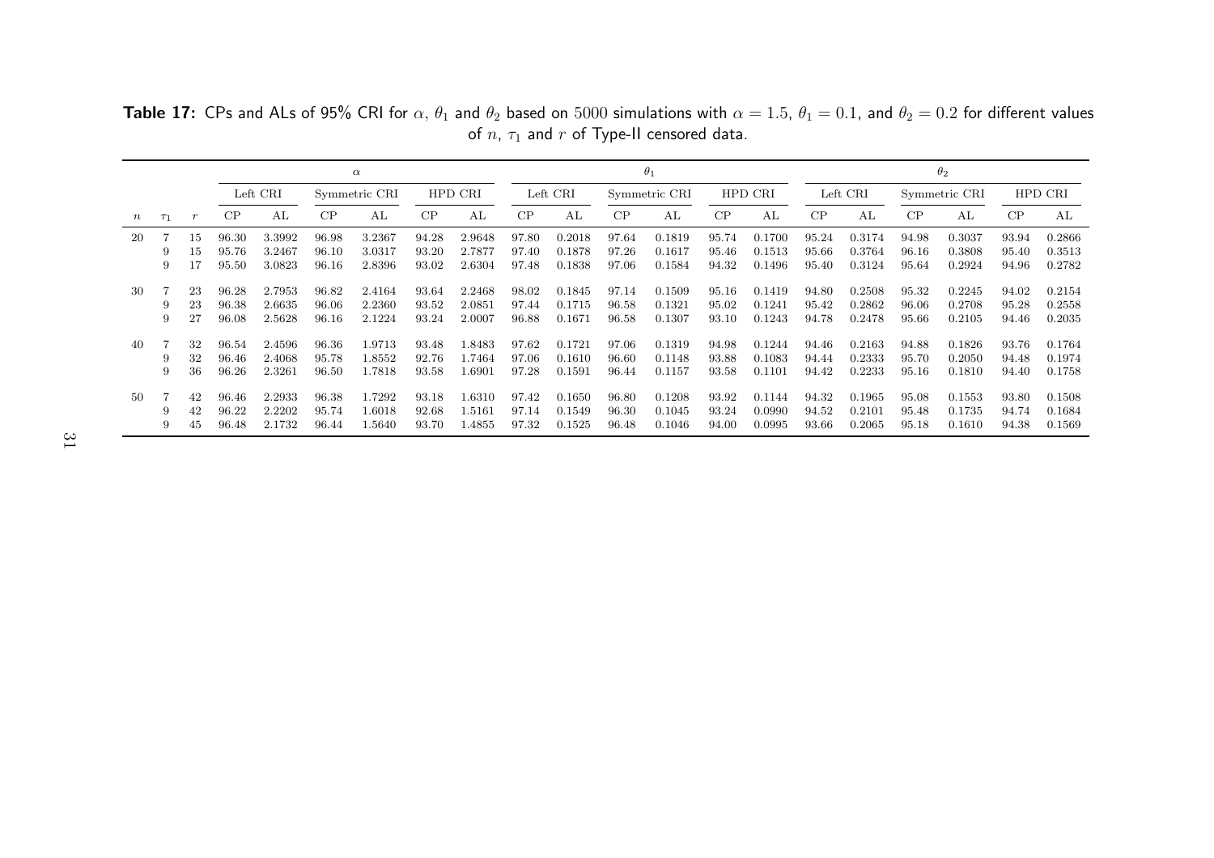**Table 17:** CPs and ALs of 95% CRI for $\alpha$, $\theta_1$ and $\theta_2$ based on 5000 simulations with $\alpha = 1.5$, $\theta_1 = 0.1$, and $\theta_2 = 0.2$ for different values of $n$, $\tau_1$ and $r$ of Type-II censored data.

| | | | $\alpha$ | | | | | | $\theta_1$ | | | | | | $\theta_2$ | | | | | |
|---|---|---|---|---|---|---|---|---|---|---|---|---|---|---|---|---|---|---|---|---|
| | | | Left CRI | | Symmetric CRI | | HPD CRI | | Left CRI | | Symmetric CRI | | HPD CRI | | Left CRI | | Symmetric CRI | | HPD CRI | |
| $n$ | $\tau_1$ | $r$ | CP | AL | CP | AL | CP | AL | CP | AL | CP | AL | CP | AL | CP | AL | CP | AL | CP | AL |
| 20 | 7 | 15 | 96.30 | 3.3992 | 96.98 | 3.2367 | 94.28 | 2.9648 | 97.80 | 0.2018 | 97.64 | 0.1819 | 95.74 | 0.1700 | 95.24 | 0.3174 | 94.98 | 0.3037 | 93.94 | 0.2866 |
| | 9 | 15 | 95.76 | 3.2467 | 96.10 | 3.0317 | 93.20 | 2.7877 | 97.40 | 0.1878 | 97.26 | 0.1617 | 95.46 | 0.1513 | 95.66 | 0.3764 | 96.16 | 0.3808 | 95.40 | 0.3513 |
| | 9 | 17 | 95.50 | 3.0823 | 96.16 | 2.8396 | 93.02 | 2.6304 | 97.48 | 0.1838 | 97.06 | 0.1584 | 94.32 | 0.1496 | 95.40 | 0.3124 | 95.64 | 0.2924 | 94.96 | 0.2782 |
| 30 | 7 | 23 | 96.28 | 2.7953 | 96.82 | 2.4164 | 93.64 | 2.2468 | 98.02 | 0.1845 | 97.14 | 0.1509 | 95.16 | 0.1419 | 94.80 | 0.2508 | 95.32 | 0.2245 | 94.02 | 0.2154 |
| | 9 | 23 | 96.38 | 2.6635 | 96.06 | 2.2360 | 93.52 | 2.0851 | 97.44 | 0.1715 | 96.58 | 0.1321 | 95.02 | 0.1241 | 95.42 | 0.2862 | 96.06 | 0.2708 | 95.28 | 0.2558 |
| | 9 | 27 | 96.08 | 2.5628 | 96.16 | 2.1224 | 93.24 | 2.0007 | 96.88 | 0.1671 | 96.58 | 0.1307 | 93.10 | 0.1243 | 94.78 | 0.2478 | 95.66 | 0.2105 | 94.46 | 0.2035 |
| 40 | 7 | 32 | 96.54 | 2.4596 | 96.36 | 1.9713 | 93.48 | 1.8483 | 97.62 | 0.1721 | 97.06 | 0.1319 | 94.98 | 0.1244 | 94.46 | 0.2163 | 94.88 | 0.1826 | 93.76 | 0.1764 |
| | 9 | 32 | 96.46 | 2.4068 | 95.78 | 1.8552 | 92.76 | 1.7464 | 97.06 | 0.1610 | 96.60 | 0.1148 | 93.88 | 0.1083 | 94.44 | 0.2333 | 95.70 | 0.2050 | 94.48 | 0.1974 |
| | 9 | 36 | 96.26 | 2.3261 | 96.50 | 1.7818 | 93.58 | 1.6901 | 97.28 | 0.1591 | 96.44 | 0.1157 | 93.58 | 0.1101 | 94.42 | 0.2233 | 95.16 | 0.1810 | 94.40 | 0.1758 |
| 50 | 7 | 42 | 96.46 | 2.2933 | 96.38 | 1.7292 | 93.18 | 1.6310 | 97.42 | 0.1650 | 96.80 | 0.1208 | 93.92 | 0.1144 | 94.32 | 0.1965 | 95.08 | 0.1553 | 93.80 | 0.1508 |
| | 9 | 42 | 96.22 | 2.2202 | 95.74 | 1.6018 | 92.68 | 1.5161 | 97.14 | 0.1549 | 96.30 | 0.1045 | 93.24 | 0.0990 | 94.52 | 0.2101 | 95.48 | 0.1735 | 94.74 | 0.1684 |
| | 9 | 45 | 96.48 | 2.1732 | 96.44 | 1.5640 | 93.70 | 1.4855 | 97.32 | 0.1525 | 96.48 | 0.1046 | 94.00 | 0.0995 | 93.66 | 0.2065 | 95.18 | 0.1610 | 94.38 | 0.1569 |